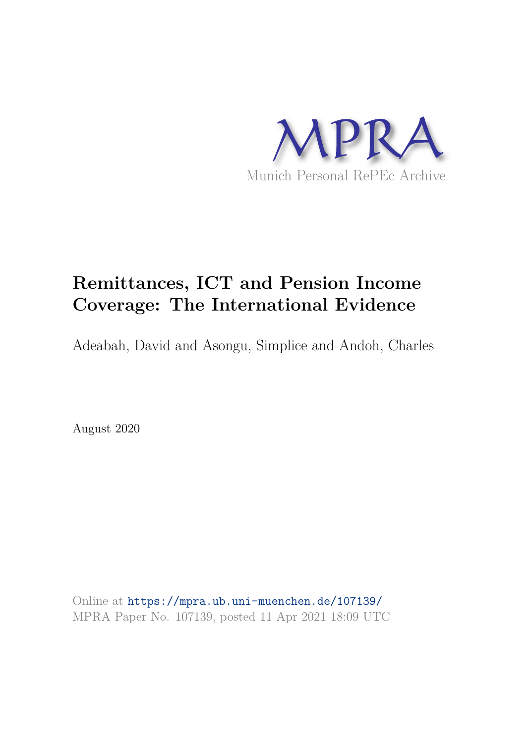MPRA

Munich Personal RePEc Archive

# Remittances, ICT and Pension Income Coverage: The International Evidence

Adeabah, David and Asongu, Simplice and Andoh, Charles

August 2020

Online at https://mpra.ub.uni-muenchen.de/107139/
MPRA Paper No. 107139, posted 11 Apr 2021 18:09 UTC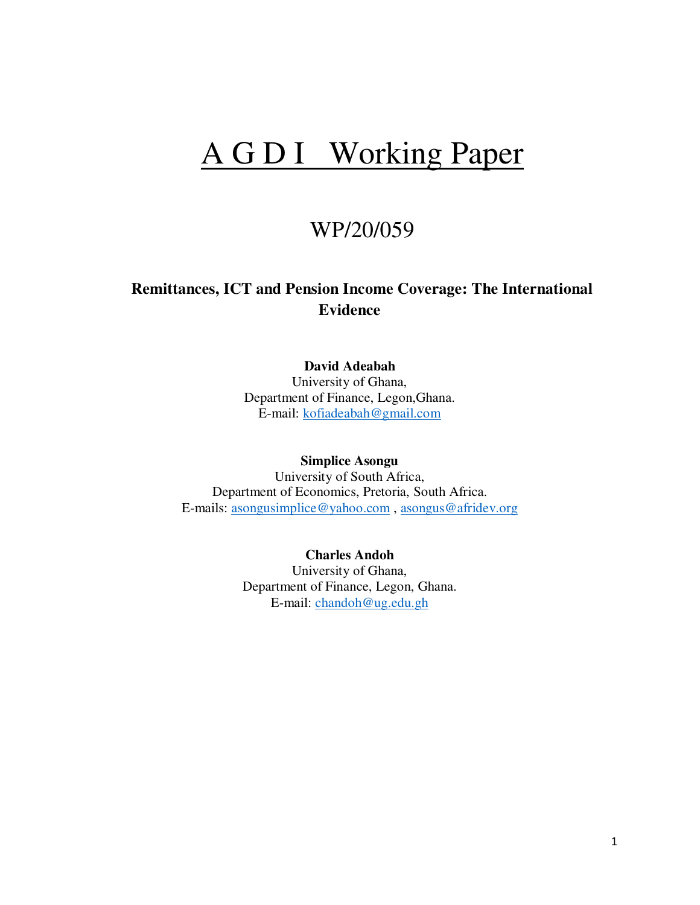# A G D I   Working Paper

## WP/20/059

### Remittances, ICT and Pension Income Coverage: The International Evidence

**David Adeabah**
University of Ghana,
Department of Finance, Legon,Ghana.
E-mail: kofiadeabah@gmail.com

**Simplice Asongu**
University of South Africa,
Department of Economics, Pretoria, South Africa.
E-mails: asongusimplice@yahoo.com , asongus@afridev.org

**Charles Andoh**
University of Ghana,
Department of Finance, Legon, Ghana.
E-mail: chandoh@ug.edu.gh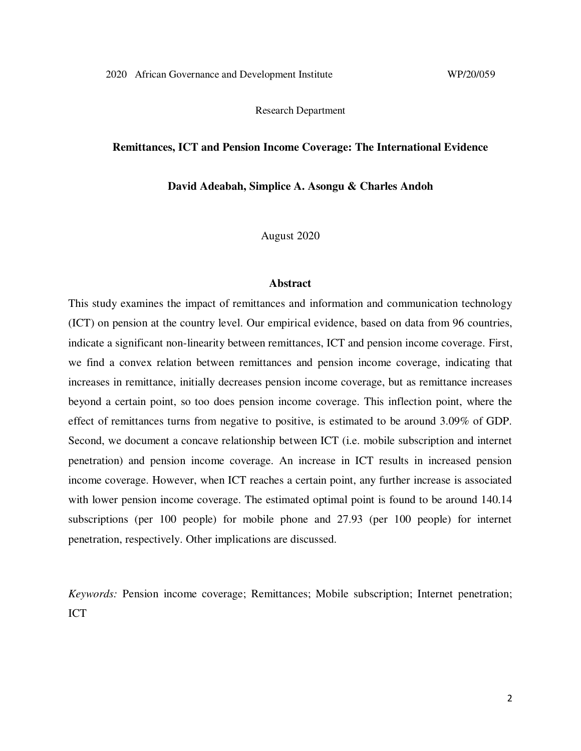2020 African Governance and Development Institute WP/20/059

Research Department

**Remittances, ICT and Pension Income Coverage: The International Evidence**

**David Adeabah, Simplice A. Asongu & Charles Andoh**

August 2020

## Abstract

This study examines the impact of remittances and information and communication technology (ICT) on pension at the country level. Our empirical evidence, based on data from 96 countries, indicate a significant non-linearity between remittances, ICT and pension income coverage. First, we find a convex relation between remittances and pension income coverage, indicating that increases in remittance, initially decreases pension income coverage, but as remittance increases beyond a certain point, so too does pension income coverage. This inflection point, where the effect of remittances turns from negative to positive, is estimated to be around 3.09% of GDP. Second, we document a concave relationship between ICT (i.e. mobile subscription and internet penetration) and pension income coverage. An increase in ICT results in increased pension income coverage. However, when ICT reaches a certain point, any further increase is associated with lower pension income coverage. The estimated optimal point is found to be around 140.14 subscriptions (per 100 people) for mobile phone and 27.93 (per 100 people) for internet penetration, respectively. Other implications are discussed.

*Keywords:* Pension income coverage; Remittances; Mobile subscription; Internet penetration; ICT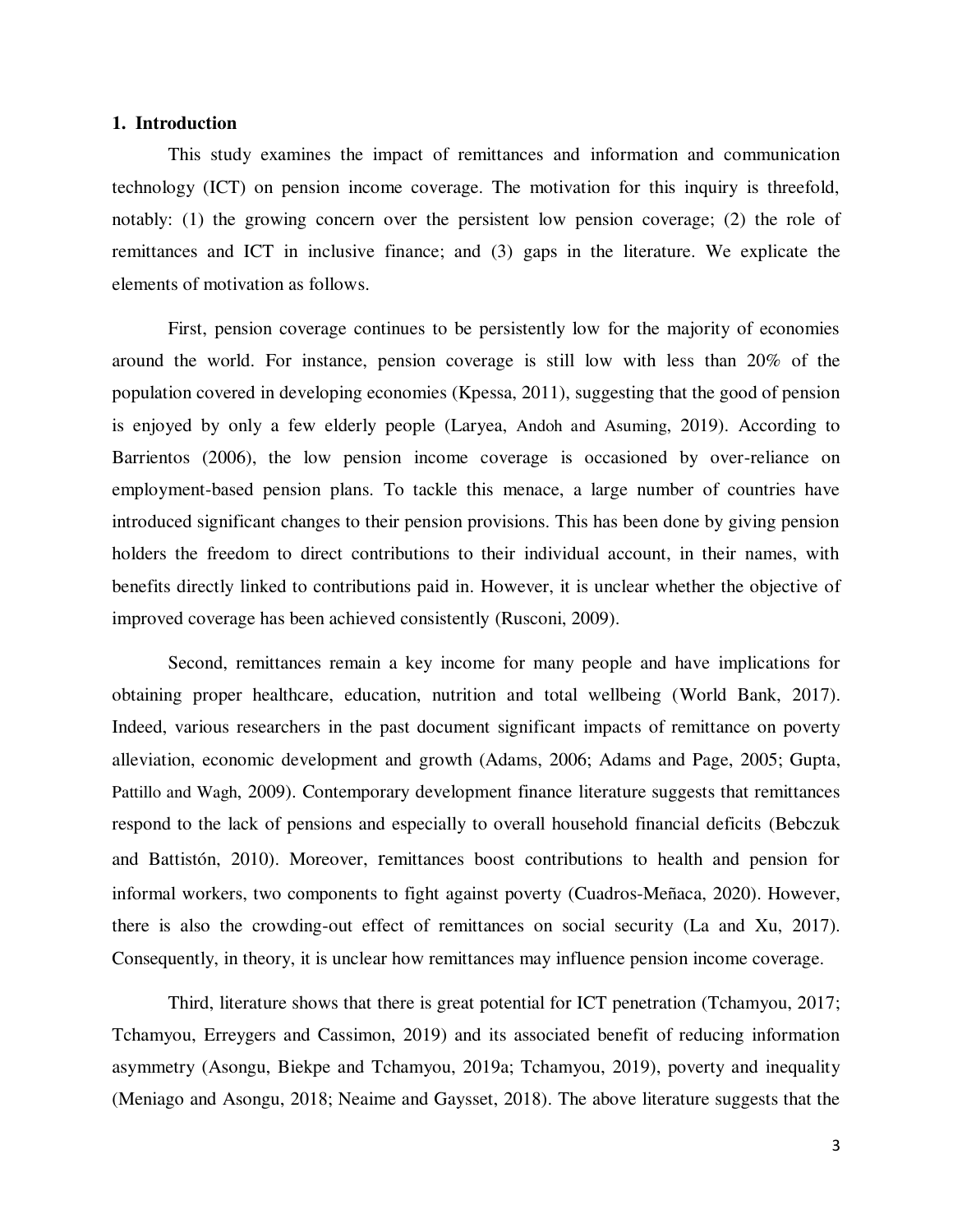## 1. Introduction

This study examines the impact of remittances and information and communication technology (ICT) on pension income coverage. The motivation for this inquiry is threefold, notably: (1) the growing concern over the persistent low pension coverage; (2) the role of remittances and ICT in inclusive finance; and (3) gaps in the literature. We explicate the elements of motivation as follows.

First, pension coverage continues to be persistently low for the majority of economies around the world. For instance, pension coverage is still low with less than 20% of the population covered in developing economies (Kpessa, 2011), suggesting that the good of pension is enjoyed by only a few elderly people (Laryea, Andoh and Asuming, 2019). According to Barrientos (2006), the low pension income coverage is occasioned by over-reliance on employment-based pension plans. To tackle this menace, a large number of countries have introduced significant changes to their pension provisions. This has been done by giving pension holders the freedom to direct contributions to their individual account, in their names, with benefits directly linked to contributions paid in. However, it is unclear whether the objective of improved coverage has been achieved consistently (Rusconi, 2009).

Second, remittances remain a key income for many people and have implications for obtaining proper healthcare, education, nutrition and total wellbeing (World Bank, 2017). Indeed, various researchers in the past document significant impacts of remittance on poverty alleviation, economic development and growth (Adams, 2006; Adams and Page, 2005; Gupta, Pattillo and Wagh, 2009). Contemporary development finance literature suggests that remittances respond to the lack of pensions and especially to overall household financial deficits (Bebczuk and Battistón, 2010). Moreover, remittances boost contributions to health and pension for informal workers, two components to fight against poverty (Cuadros-Meñaca, 2020). However, there is also the crowding-out effect of remittances on social security (La and Xu, 2017). Consequently, in theory, it is unclear how remittances may influence pension income coverage.

Third, literature shows that there is great potential for ICT penetration (Tchamyou, 2017; Tchamyou, Erreygers and Cassimon, 2019) and its associated benefit of reducing information asymmetry (Asongu, Biekpe and Tchamyou, 2019a; Tchamyou, 2019), poverty and inequality (Meniago and Asongu, 2018; Neaime and Gaysset, 2018). The above literature suggests that the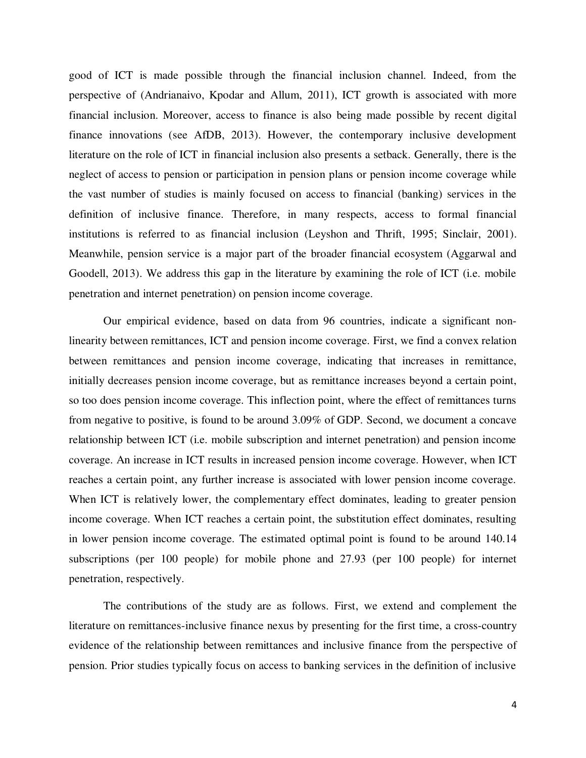good of ICT is made possible through the financial inclusion channel. Indeed, from the perspective of (Andrianaivo, Kpodar and Allum, 2011), ICT growth is associated with more financial inclusion. Moreover, access to finance is also being made possible by recent digital finance innovations (see AfDB, 2013). However, the contemporary inclusive development literature on the role of ICT in financial inclusion also presents a setback. Generally, there is the neglect of access to pension or participation in pension plans or pension income coverage while the vast number of studies is mainly focused on access to financial (banking) services in the definition of inclusive finance. Therefore, in many respects, access to formal financial institutions is referred to as financial inclusion (Leyshon and Thrift, 1995; Sinclair, 2001). Meanwhile, pension service is a major part of the broader financial ecosystem (Aggarwal and Goodell, 2013). We address this gap in the literature by examining the role of ICT (i.e. mobile penetration and internet penetration) on pension income coverage.

Our empirical evidence, based on data from 96 countries, indicate a significant non-linearity between remittances, ICT and pension income coverage. First, we find a convex relation between remittances and pension income coverage, indicating that increases in remittance, initially decreases pension income coverage, but as remittance increases beyond a certain point, so too does pension income coverage. This inflection point, where the effect of remittances turns from negative to positive, is found to be around 3.09% of GDP. Second, we document a concave relationship between ICT (i.e. mobile subscription and internet penetration) and pension income coverage. An increase in ICT results in increased pension income coverage. However, when ICT reaches a certain point, any further increase is associated with lower pension income coverage. When ICT is relatively lower, the complementary effect dominates, leading to greater pension income coverage. When ICT reaches a certain point, the substitution effect dominates, resulting in lower pension income coverage. The estimated optimal point is found to be around 140.14 subscriptions (per 100 people) for mobile phone and 27.93 (per 100 people) for internet penetration, respectively.

The contributions of the study are as follows. First, we extend and complement the literature on remittances-inclusive finance nexus by presenting for the first time, a cross-country evidence of the relationship between remittances and inclusive finance from the perspective of pension. Prior studies typically focus on access to banking services in the definition of inclusive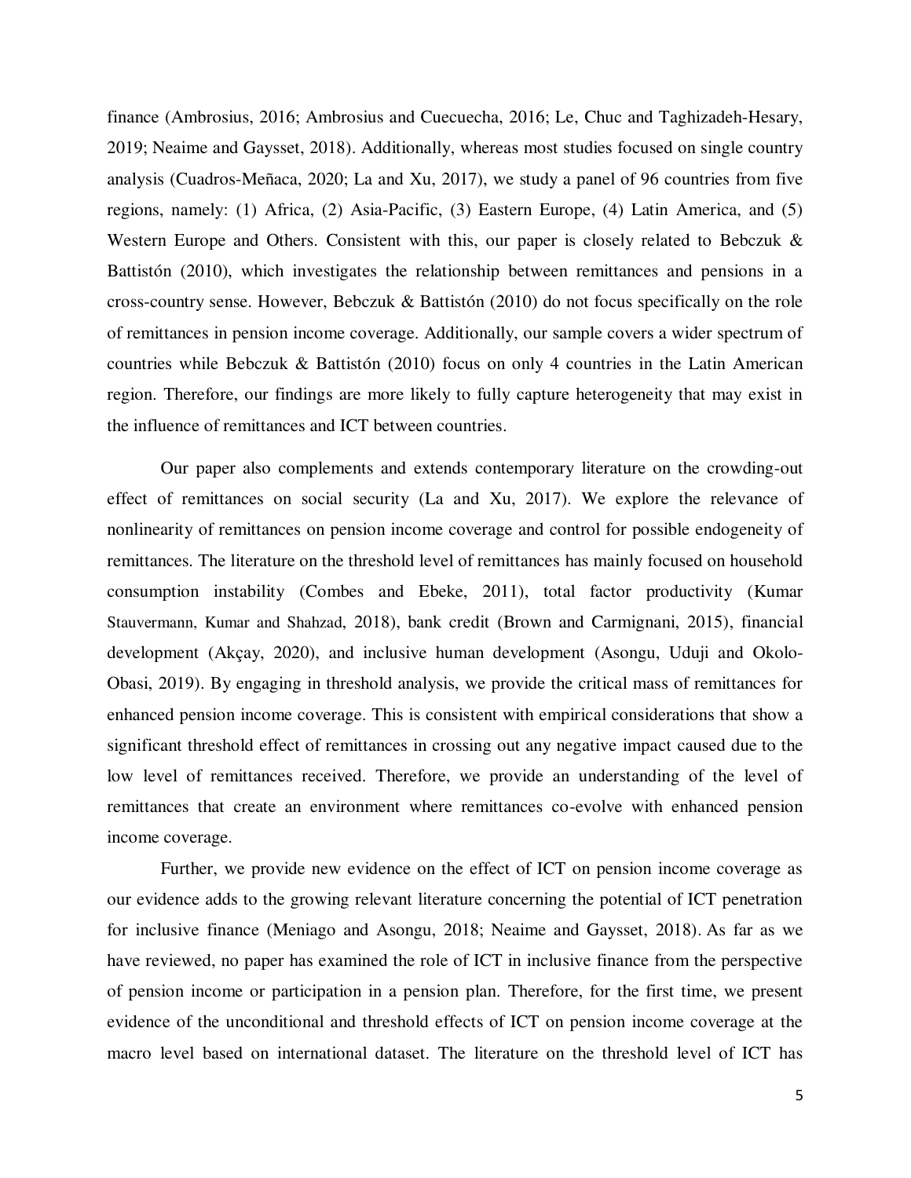finance (Ambrosius, 2016; Ambrosius and Cuecuecha, 2016; Le, Chuc and Taghizadeh-Hesary, 2019; Neaime and Gaysset, 2018). Additionally, whereas most studies focused on single country analysis (Cuadros-Meñaca, 2020; La and Xu, 2017), we study a panel of 96 countries from five regions, namely: (1) Africa, (2) Asia-Pacific, (3) Eastern Europe, (4) Latin America, and (5) Western Europe and Others. Consistent with this, our paper is closely related to Bebczuk & Battistón (2010), which investigates the relationship between remittances and pensions in a cross-country sense. However, Bebczuk & Battistón (2010) do not focus specifically on the role of remittances in pension income coverage. Additionally, our sample covers a wider spectrum of countries while Bebczuk & Battistón (2010) focus on only 4 countries in the Latin American region. Therefore, our findings are more likely to fully capture heterogeneity that may exist in the influence of remittances and ICT between countries.

Our paper also complements and extends contemporary literature on the crowding-out effect of remittances on social security (La and Xu, 2017). We explore the relevance of nonlinearity of remittances on pension income coverage and control for possible endogeneity of remittances. The literature on the threshold level of remittances has mainly focused on household consumption instability (Combes and Ebeke, 2011), total factor productivity (Kumar Stauvermann, Kumar and Shahzad, 2018), bank credit (Brown and Carmignani, 2015), financial development (Akçay, 2020), and inclusive human development (Asongu, Uduji and Okolo-Obasi, 2019). By engaging in threshold analysis, we provide the critical mass of remittances for enhanced pension income coverage. This is consistent with empirical considerations that show a significant threshold effect of remittances in crossing out any negative impact caused due to the low level of remittances received. Therefore, we provide an understanding of the level of remittances that create an environment where remittances co-evolve with enhanced pension income coverage.

Further, we provide new evidence on the effect of ICT on pension income coverage as our evidence adds to the growing relevant literature concerning the potential of ICT penetration for inclusive finance (Meniago and Asongu, 2018; Neaime and Gaysset, 2018). As far as we have reviewed, no paper has examined the role of ICT in inclusive finance from the perspective of pension income or participation in a pension plan. Therefore, for the first time, we present evidence of the unconditional and threshold effects of ICT on pension income coverage at the macro level based on international dataset. The literature on the threshold level of ICT has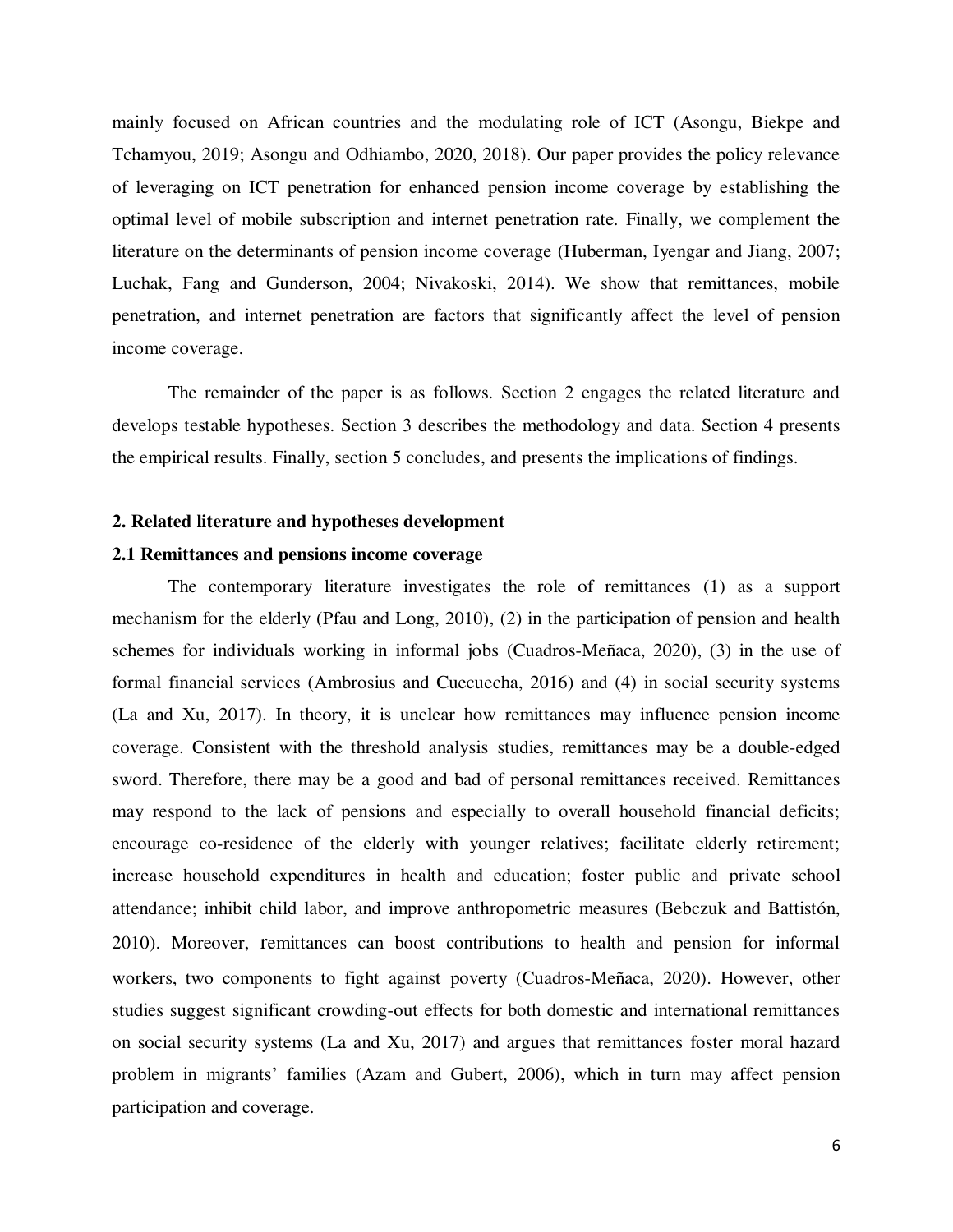mainly focused on African countries and the modulating role of ICT (Asongu, Biekpe and Tchamyou, 2019; Asongu and Odhiambo, 2020, 2018). Our paper provides the policy relevance of leveraging on ICT penetration for enhanced pension income coverage by establishing the optimal level of mobile subscription and internet penetration rate. Finally, we complement the literature on the determinants of pension income coverage (Huberman, Iyengar and Jiang, 2007; Luchak, Fang and Gunderson, 2004; Nivakoski, 2014). We show that remittances, mobile penetration, and internet penetration are factors that significantly affect the level of pension income coverage.

The remainder of the paper is as follows. Section 2 engages the related literature and develops testable hypotheses. Section 3 describes the methodology and data. Section 4 presents the empirical results. Finally, section 5 concludes, and presents the implications of findings.

## 2. Related literature and hypotheses development

### 2.1 Remittances and pensions income coverage

The contemporary literature investigates the role of remittances (1) as a support mechanism for the elderly (Pfau and Long, 2010), (2) in the participation of pension and health schemes for individuals working in informal jobs (Cuadros-Meñaca, 2020), (3) in the use of formal financial services (Ambrosius and Cuecuecha, 2016) and (4) in social security systems (La and Xu, 2017). In theory, it is unclear how remittances may influence pension income coverage. Consistent with the threshold analysis studies, remittances may be a double-edged sword. Therefore, there may be a good and bad of personal remittances received. Remittances may respond to the lack of pensions and especially to overall household financial deficits; encourage co-residence of the elderly with younger relatives; facilitate elderly retirement; increase household expenditures in health and education; foster public and private school attendance; inhibit child labor, and improve anthropometric measures (Bebczuk and Battistón, 2010). Moreover, remittances can boost contributions to health and pension for informal workers, two components to fight against poverty (Cuadros-Meñaca, 2020). However, other studies suggest significant crowding-out effects for both domestic and international remittances on social security systems (La and Xu, 2017) and argues that remittances foster moral hazard problem in migrants' families (Azam and Gubert, 2006), which in turn may affect pension participation and coverage.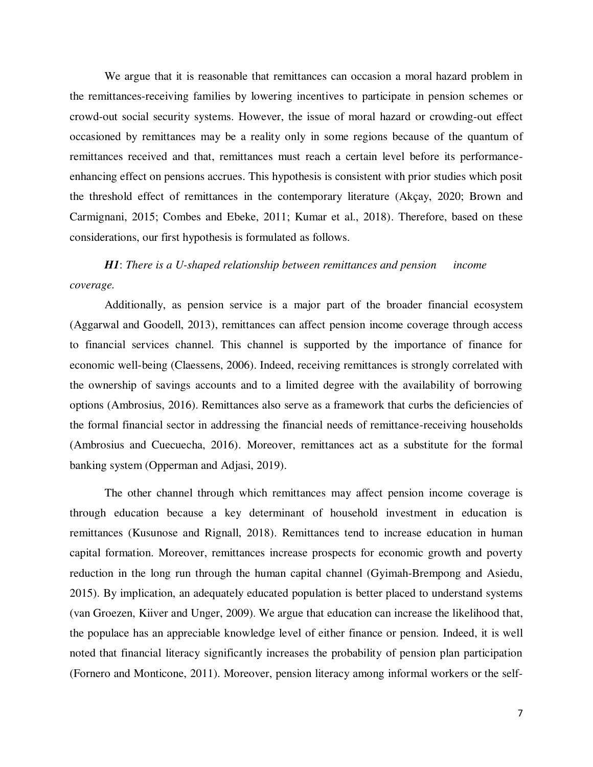We argue that it is reasonable that remittances can occasion a moral hazard problem in the remittances-receiving families by lowering incentives to participate in pension schemes or crowd-out social security systems. However, the issue of moral hazard or crowding-out effect occasioned by remittances may be a reality only in some regions because of the quantum of remittances received and that, remittances must reach a certain level before its performance-enhancing effect on pensions accrues. This hypothesis is consistent with prior studies which posit the threshold effect of remittances in the contemporary literature (Akçay, 2020; Brown and Carmignani, 2015; Combes and Ebeke, 2011; Kumar et al., 2018). Therefore, based on these considerations, our first hypothesis is formulated as follows.

***H1***: *There is a U-shaped relationship between remittances and pension income coverage.*

Additionally, as pension service is a major part of the broader financial ecosystem (Aggarwal and Goodell, 2013), remittances can affect pension income coverage through access to financial services channel. This channel is supported by the importance of finance for economic well-being (Claessens, 2006). Indeed, receiving remittances is strongly correlated with the ownership of savings accounts and to a limited degree with the availability of borrowing options (Ambrosius, 2016). Remittances also serve as a framework that curbs the deficiencies of the formal financial sector in addressing the financial needs of remittance-receiving households (Ambrosius and Cuecuecha, 2016). Moreover, remittances act as a substitute for the formal banking system (Opperman and Adjasi, 2019).

The other channel through which remittances may affect pension income coverage is through education because a key determinant of household investment in education is remittances (Kusunose and Rignall, 2018). Remittances tend to increase education in human capital formation. Moreover, remittances increase prospects for economic growth and poverty reduction in the long run through the human capital channel (Gyimah-Brempong and Asiedu, 2015). By implication, an adequately educated population is better placed to understand systems (van Groezen, Kiiver and Unger, 2009). We argue that education can increase the likelihood that, the populace has an appreciable knowledge level of either finance or pension. Indeed, it is well noted that financial literacy significantly increases the probability of pension plan participation (Fornero and Monticone, 2011). Moreover, pension literacy among informal workers or the self-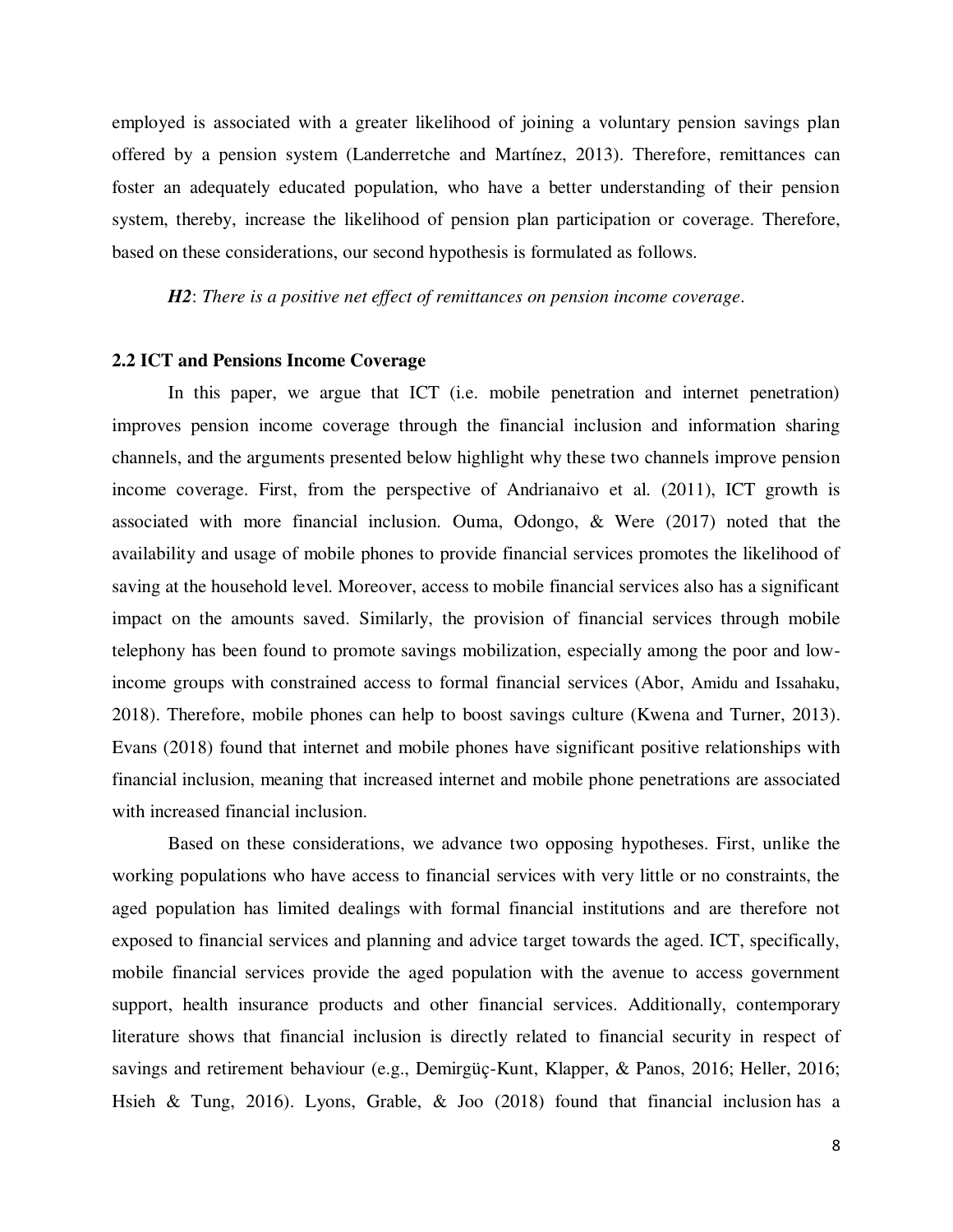employed is associated with a greater likelihood of joining a voluntary pension savings plan offered by a pension system (Landerretche and Martínez, 2013). Therefore, remittances can foster an adequately educated population, who have a better understanding of their pension system, thereby, increase the likelihood of pension plan participation or coverage. Therefore, based on these considerations, our second hypothesis is formulated as follows.

***H2***: *There is a positive net effect of remittances on pension income coverage*.

### 2.2 ICT and Pensions Income Coverage

In this paper, we argue that ICT (i.e. mobile penetration and internet penetration) improves pension income coverage through the financial inclusion and information sharing channels, and the arguments presented below highlight why these two channels improve pension income coverage. First, from the perspective of Andrianaivo et al. (2011), ICT growth is associated with more financial inclusion. Ouma, Odongo, & Were (2017) noted that the availability and usage of mobile phones to provide financial services promotes the likelihood of saving at the household level. Moreover, access to mobile financial services also has a significant impact on the amounts saved. Similarly, the provision of financial services through mobile telephony has been found to promote savings mobilization, especially among the poor and low-income groups with constrained access to formal financial services (Abor, Amidu and Issahaku, 2018). Therefore, mobile phones can help to boost savings culture (Kwena and Turner, 2013). Evans (2018) found that internet and mobile phones have significant positive relationships with financial inclusion, meaning that increased internet and mobile phone penetrations are associated with increased financial inclusion.

Based on these considerations, we advance two opposing hypotheses. First, unlike the working populations who have access to financial services with very little or no constraints, the aged population has limited dealings with formal financial institutions and are therefore not exposed to financial services and planning and advice target towards the aged. ICT, specifically, mobile financial services provide the aged population with the avenue to access government support, health insurance products and other financial services. Additionally, contemporary literature shows that financial inclusion is directly related to financial security in respect of savings and retirement behaviour (e.g., Demirgüç-Kunt, Klapper, & Panos, 2016; Heller, 2016; Hsieh & Tung, 2016). Lyons, Grable, & Joo (2018) found that financial inclusion has a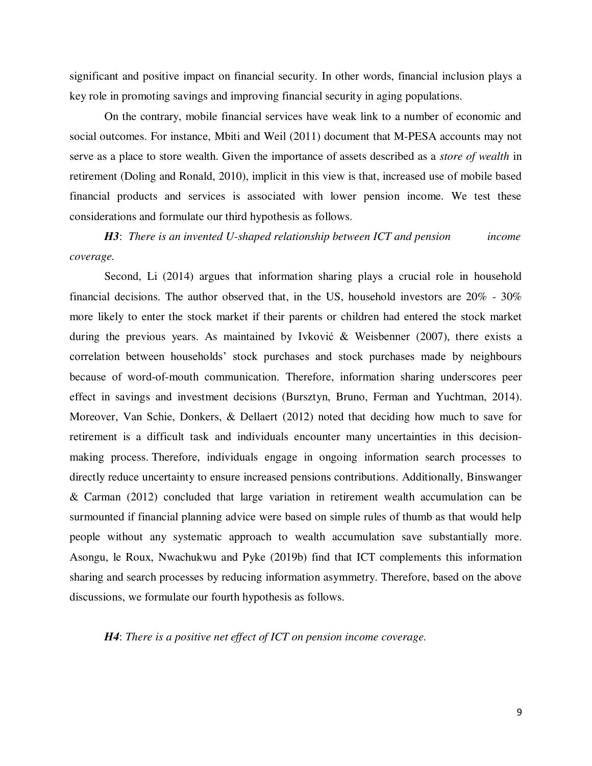significant and positive impact on financial security. In other words, financial inclusion plays a key role in promoting savings and improving financial security in aging populations.

On the contrary, mobile financial services have weak link to a number of economic and social outcomes. For instance, Mbiti and Weil (2011) document that M-PESA accounts may not serve as a place to store wealth. Given the importance of assets described as a *store of wealth* in retirement (Doling and Ronald, 2010), implicit in this view is that, increased use of mobile based financial products and services is associated with lower pension income. We test these considerations and formulate our third hypothesis as follows.

***H3***: *There is an invented U-shaped relationship between ICT and pension income coverage.*

Second, Li (2014) argues that information sharing plays a crucial role in household financial decisions. The author observed that, in the US, household investors are 20% - 30% more likely to enter the stock market if their parents or children had entered the stock market during the previous years. As maintained by Ivković & Weisbenner (2007), there exists a correlation between households' stock purchases and stock purchases made by neighbours because of word-of-mouth communication. Therefore, information sharing underscores peer effect in savings and investment decisions (Bursztyn, Bruno, Ferman and Yuchtman, 2014). Moreover, Van Schie, Donkers, & Dellaert (2012) noted that deciding how much to save for retirement is a difficult task and individuals encounter many uncertainties in this decision-making process. Therefore, individuals engage in ongoing information search processes to directly reduce uncertainty to ensure increased pensions contributions. Additionally, Binswanger & Carman (2012) concluded that large variation in retirement wealth accumulation can be surmounted if financial planning advice were based on simple rules of thumb as that would help people without any systematic approach to wealth accumulation save substantially more. Asongu, le Roux, Nwachukwu and Pyke (2019b) find that ICT complements this information sharing and search processes by reducing information asymmetry. Therefore, based on the above discussions, we formulate our fourth hypothesis as follows.

***H4***: *There is a positive net effect of ICT on pension income coverage.*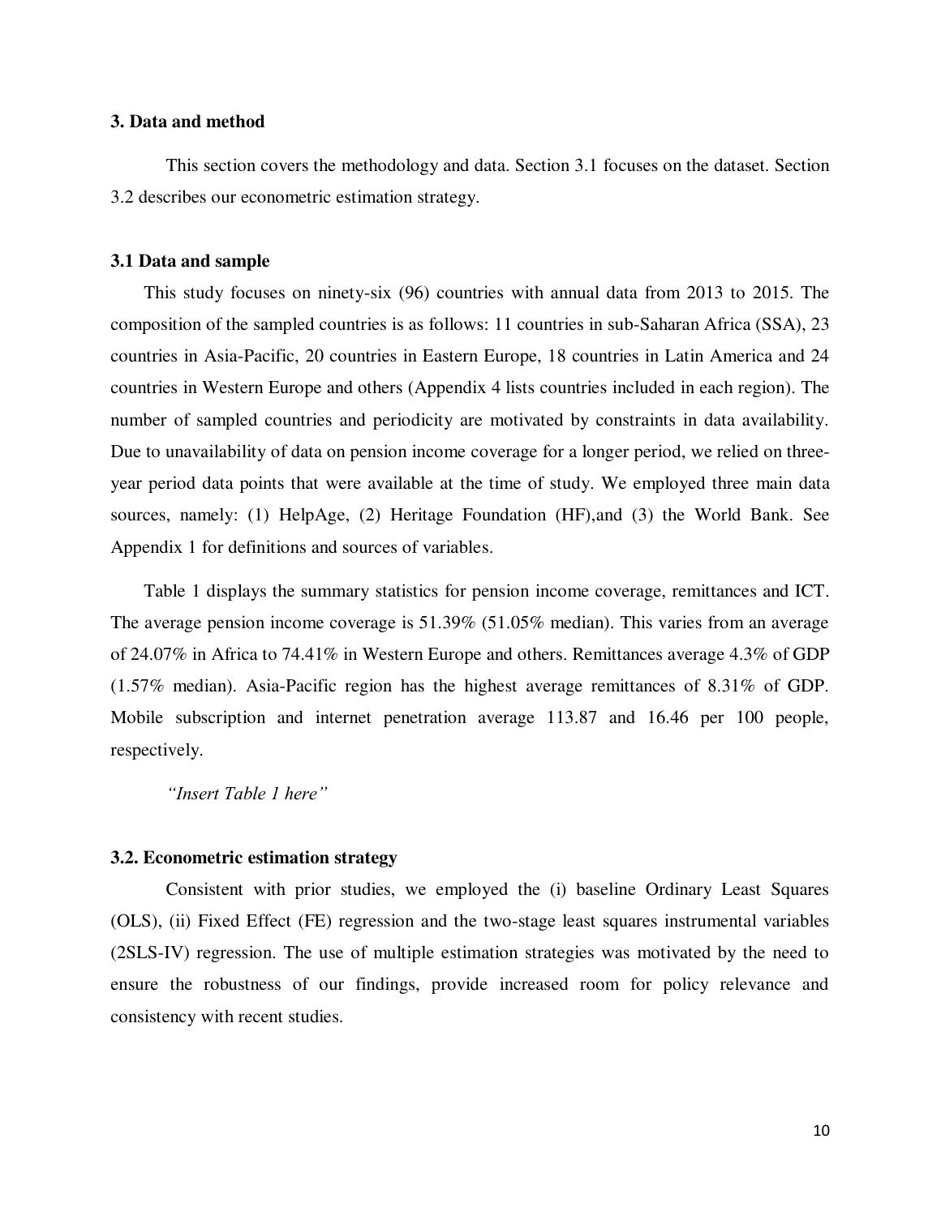## 3. Data and method

This section covers the methodology and data. Section 3.1 focuses on the dataset. Section 3.2 describes our econometric estimation strategy.

### 3.1 Data and sample

This study focuses on ninety-six (96) countries with annual data from 2013 to 2015. The composition of the sampled countries is as follows: 11 countries in sub-Saharan Africa (SSA), 23 countries in Asia-Pacific, 20 countries in Eastern Europe, 18 countries in Latin America and 24 countries in Western Europe and others (Appendix 4 lists countries included in each region). The number of sampled countries and periodicity are motivated by constraints in data availability. Due to unavailability of data on pension income coverage for a longer period, we relied on three-year period data points that were available at the time of study. We employed three main data sources, namely: (1) HelpAge, (2) Heritage Foundation (HF),and (3) the World Bank. See Appendix 1 for definitions and sources of variables.

Table 1 displays the summary statistics for pension income coverage, remittances and ICT. The average pension income coverage is 51.39% (51.05% median). This varies from an average of 24.07% in Africa to 74.41% in Western Europe and others. Remittances average 4.3% of GDP (1.57% median). Asia-Pacific region has the highest average remittances of 8.31% of GDP. Mobile subscription and internet penetration average 113.87 and 16.46 per 100 people, respectively.

*"Insert Table 1 here"*

### 3.2. Econometric estimation strategy

Consistent with prior studies, we employed the (i) baseline Ordinary Least Squares (OLS), (ii) Fixed Effect (FE) regression and the two-stage least squares instrumental variables (2SLS-IV) regression. The use of multiple estimation strategies was motivated by the need to ensure the robustness of our findings, provide increased room for policy relevance and consistency with recent studies.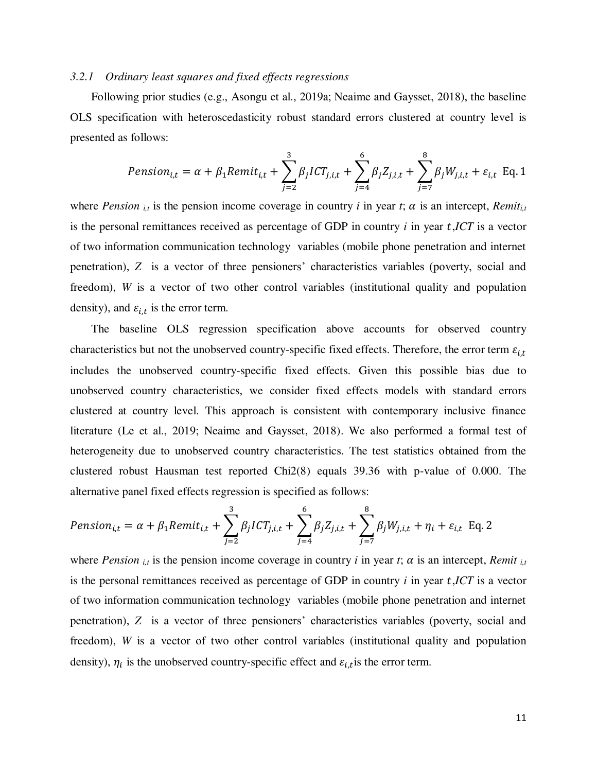### 3.2.1 *Ordinary least squares and fixed effects regressions*

Following prior studies (e.g., Asongu et al., 2019a; Neaime and Gaysset, 2018), the baseline OLS specification with heteroscedasticity robust standard errors clustered at country level is presented as follows:

$$Pension_{i,t} = \alpha + \beta_1 Remit_{i,t} + \sum_{j=2}^{3} \beta_j ICT_{j,i,t} + \sum_{j=4}^{6} \beta_j Z_{j,i,t} + \sum_{j=7}^{8} \beta_j W_{j,i,t} + \varepsilon_{i,t} \quad \text{Eq. 1}$$

where *Pension* $_{i,t}$ is the pension income coverage in country *i* in year *t*; $\alpha$ is an intercept, $Remit_{i,t}$ is the personal remittances received as percentage of GDP in country *i* in year $t$,*ICT* is a vector of two information communication technology variables (mobile phone penetration and internet penetration), $Z$ is a vector of three pensioners' characteristics variables (poverty, social and freedom), $W$ is a vector of two other control variables (institutional quality and population density), and $\varepsilon_{i,t}$ is the error term.

The baseline OLS regression specification above accounts for observed country characteristics but not the unobserved country-specific fixed effects. Therefore, the error term $\varepsilon_{i,t}$ includes the unobserved country-specific fixed effects. Given this possible bias due to unobserved country characteristics, we consider fixed effects models with standard errors clustered at country level. This approach is consistent with contemporary inclusive finance literature (Le et al., 2019; Neaime and Gaysset, 2018). We also performed a formal test of heterogeneity due to unobserved country characteristics. The test statistics obtained from the clustered robust Hausman test reported Chi2(8) equals 39.36 with p-value of 0.000. The alternative panel fixed effects regression is specified as follows:

$$Pension_{i,t} = \alpha + \beta_1 Remit_{i,t} + \sum_{j=2}^{3} \beta_j ICT_{j,i,t} + \sum_{j=4}^{6} \beta_j Z_{j,i,t} + \sum_{j=7}^{8} \beta_j W_{j,i,t} + \eta_i + \varepsilon_{i,t} \quad \text{Eq. 2}$$

where *Pension* $_{i,t}$ is the pension income coverage in country *i* in year *t*; $\alpha$ is an intercept, *Remit* $_{i,t}$ is the personal remittances received as percentage of GDP in country *i* in year $t$,*ICT* is a vector of two information communication technology variables (mobile phone penetration and internet penetration), $Z$ is a vector of three pensioners' characteristics variables (poverty, social and freedom), $W$ is a vector of two other control variables (institutional quality and population density), $\eta_i$ is the unobserved country-specific effect and $\varepsilon_{i,t}$is the error term.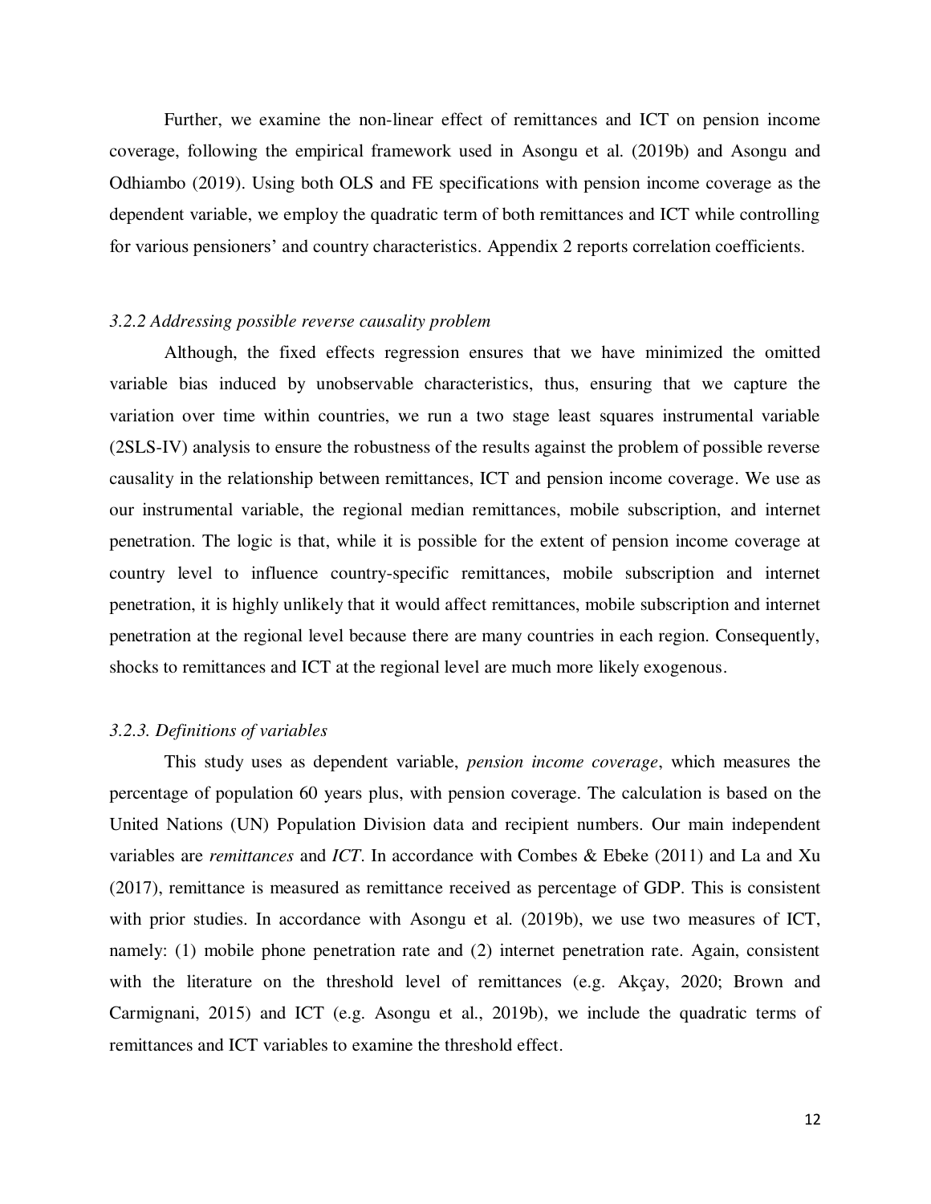Further, we examine the non-linear effect of remittances and ICT on pension income coverage, following the empirical framework used in Asongu et al. (2019b) and Asongu and Odhiambo (2019). Using both OLS and FE specifications with pension income coverage as the dependent variable, we employ the quadratic term of both remittances and ICT while controlling for various pensioners' and country characteristics. Appendix 2 reports correlation coefficients.

### *3.2.2 Addressing possible reverse causality problem*

Although, the fixed effects regression ensures that we have minimized the omitted variable bias induced by unobservable characteristics, thus, ensuring that we capture the variation over time within countries, we run a two stage least squares instrumental variable (2SLS-IV) analysis to ensure the robustness of the results against the problem of possible reverse causality in the relationship between remittances, ICT and pension income coverage. We use as our instrumental variable, the regional median remittances, mobile subscription, and internet penetration. The logic is that, while it is possible for the extent of pension income coverage at country level to influence country-specific remittances, mobile subscription and internet penetration, it is highly unlikely that it would affect remittances, mobile subscription and internet penetration at the regional level because there are many countries in each region. Consequently, shocks to remittances and ICT at the regional level are much more likely exogenous.

### *3.2.3. Definitions of variables*

This study uses as dependent variable, *pension income coverage*, which measures the percentage of population 60 years plus, with pension coverage. The calculation is based on the United Nations (UN) Population Division data and recipient numbers. Our main independent variables are *remittances* and *ICT*. In accordance with Combes & Ebeke (2011) and La and Xu (2017), remittance is measured as remittance received as percentage of GDP. This is consistent with prior studies. In accordance with Asongu et al. (2019b), we use two measures of ICT, namely: (1) mobile phone penetration rate and (2) internet penetration rate. Again, consistent with the literature on the threshold level of remittances (e.g. Akçay, 2020; Brown and Carmignani, 2015) and ICT (e.g. Asongu et al., 2019b), we include the quadratic terms of remittances and ICT variables to examine the threshold effect.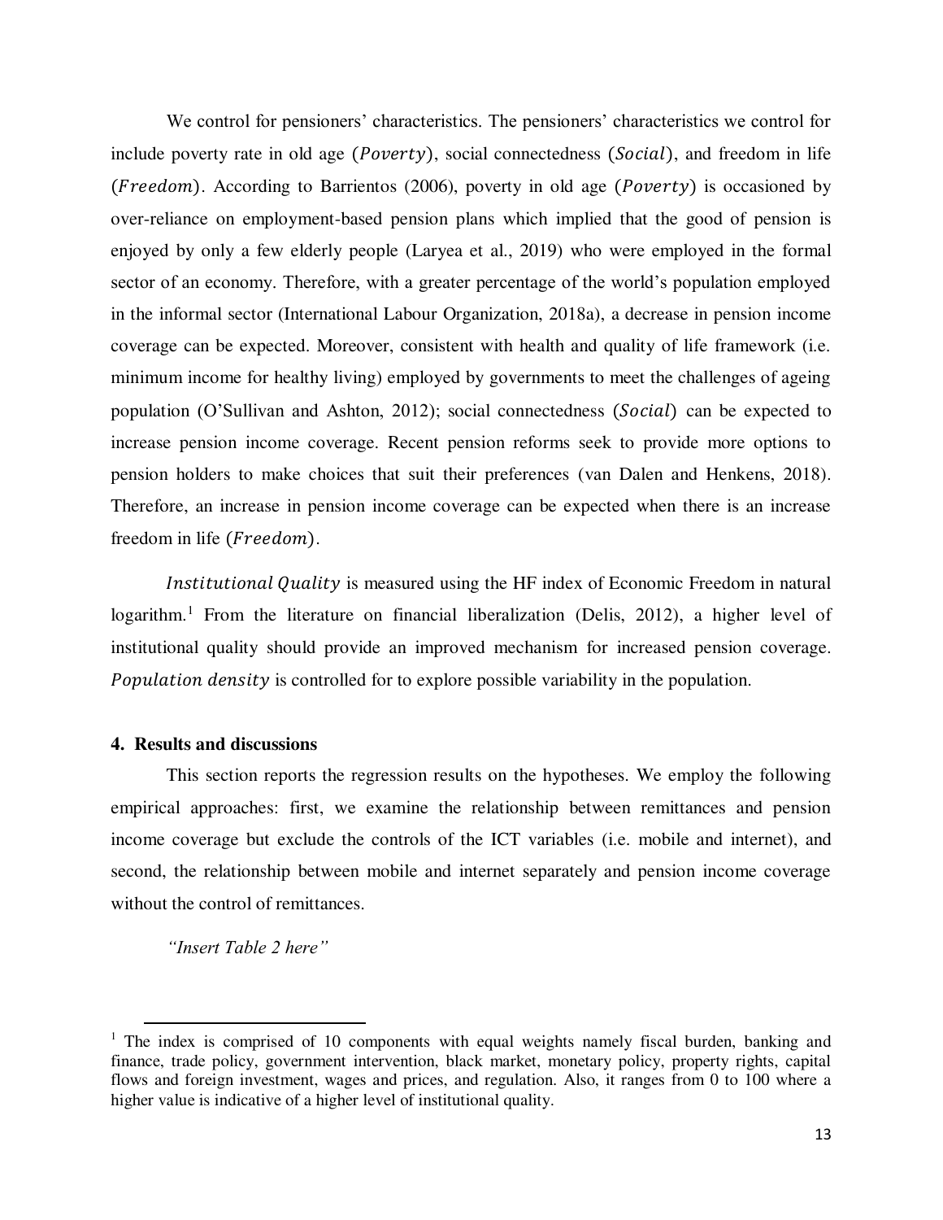We control for pensioners' characteristics. The pensioners' characteristics we control for include poverty rate in old age ($Poverty$), social connectedness ($Social$), and freedom in life ($Freedom$). According to Barrientos (2006), poverty in old age ($Poverty$) is occasioned by over-reliance on employment-based pension plans which implied that the good of pension is enjoyed by only a few elderly people (Laryea et al., 2019) who were employed in the formal sector of an economy. Therefore, with a greater percentage of the world's population employed in the informal sector (International Labour Organization, 2018a), a decrease in pension income coverage can be expected. Moreover, consistent with health and quality of life framework (i.e. minimum income for healthy living) employed by governments to meet the challenges of ageing population (O'Sullivan and Ashton, 2012); social connectedness ($Social$) can be expected to increase pension income coverage. Recent pension reforms seek to provide more options to pension holders to make choices that suit their preferences (van Dalen and Henkens, 2018). Therefore, an increase in pension income coverage can be expected when there is an increase freedom in life ($Freedom$).

$Institutional\ Quality$ is measured using the HF index of Economic Freedom in natural logarithm.[1] From the literature on financial liberalization (Delis, 2012), a higher level of institutional quality should provide an improved mechanism for increased pension coverage. $Population\ density$ is controlled for to explore possible variability in the population.

## 4. Results and discussions

This section reports the regression results on the hypotheses. We employ the following empirical approaches: first, we examine the relationship between remittances and pension income coverage but exclude the controls of the ICT variables (i.e. mobile and internet), and second, the relationship between mobile and internet separately and pension income coverage without the control of remittances.

*"Insert Table 2 here"*

[1] The index is comprised of 10 components with equal weights namely fiscal burden, banking and finance, trade policy, government intervention, black market, monetary policy, property rights, capital flows and foreign investment, wages and prices, and regulation. Also, it ranges from 0 to 100 where a higher value is indicative of a higher level of institutional quality.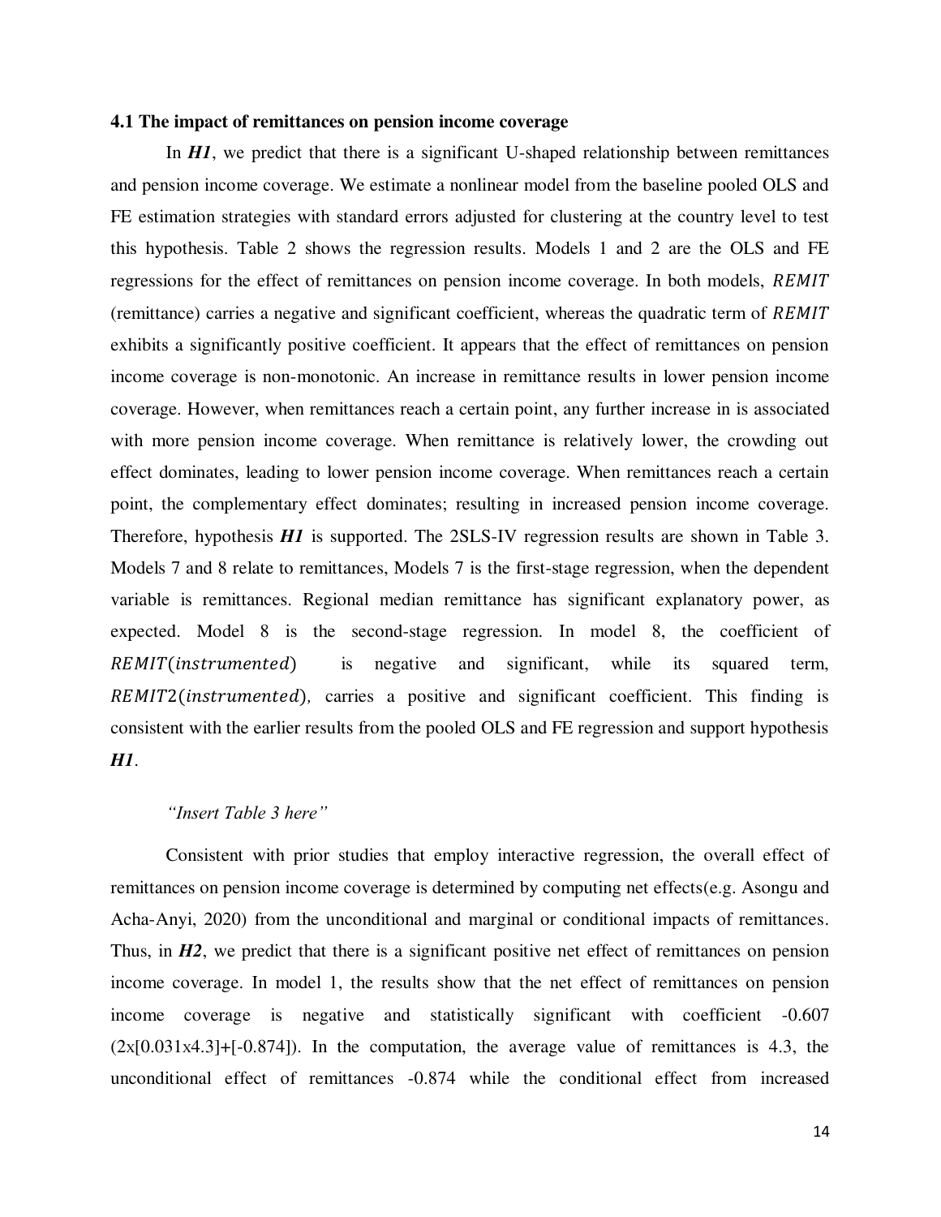### 4.1 The impact of remittances on pension income coverage

In ***H1***, we predict that there is a significant U-shaped relationship between remittances and pension income coverage. We estimate a nonlinear model from the baseline pooled OLS and FE estimation strategies with standard errors adjusted for clustering at the country level to test this hypothesis. Table 2 shows the regression results. Models 1 and 2 are the OLS and FE regressions for the effect of remittances on pension income coverage. In both models, $REMIT$ (remittance) carries a negative and significant coefficient, whereas the quadratic term of $REMIT$ exhibits a significantly positive coefficient. It appears that the effect of remittances on pension income coverage is non-monotonic. An increase in remittance results in lower pension income coverage. However, when remittances reach a certain point, any further increase in is associated with more pension income coverage. When remittance is relatively lower, the crowding out effect dominates, leading to lower pension income coverage. When remittances reach a certain point, the complementary effect dominates; resulting in increased pension income coverage. Therefore, hypothesis ***H1*** is supported. The 2SLS-IV regression results are shown in Table 3. Models 7 and 8 relate to remittances, Models 7 is the first-stage regression, when the dependent variable is remittances. Regional median remittance has significant explanatory power, as expected. Model 8 is the second-stage regression. In model 8, the coefficient of $REMIT(instrumented)$ is negative and significant, while its squared term, $REMIT2(instrumented)$, carries a positive and significant coefficient. This finding is consistent with the earlier results from the pooled OLS and FE regression and support hypothesis ***H1***.

*"Insert Table 3 here"*

Consistent with prior studies that employ interactive regression, the overall effect of remittances on pension income coverage is determined by computing net effects(e.g. Asongu and Acha-Anyi, 2020) from the unconditional and marginal or conditional impacts of remittances. Thus, in ***H2***, we predict that there is a significant positive net effect of remittances on pension income coverage. In model 1, the results show that the net effect of remittances on pension income coverage is negative and statistically significant with coefficient -0.607 (2x[0.031x4.3]+[-0.874]). In the computation, the average value of remittances is 4.3, the unconditional effect of remittances -0.874 while the conditional effect from increased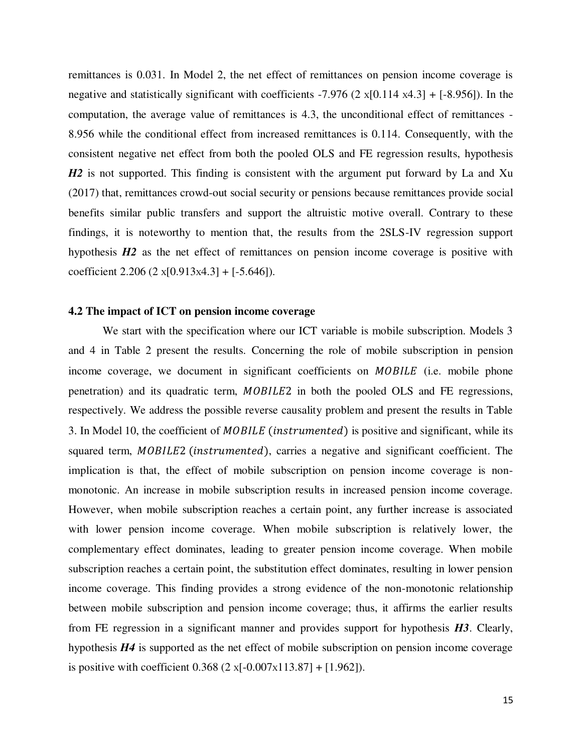remittances is 0.031. In Model 2, the net effect of remittances on pension income coverage is negative and statistically significant with coefficients -7.976 (2 x[0.114 x4.3] + [-8.956]). In the computation, the average value of remittances is 4.3, the unconditional effect of remittances -8.956 while the conditional effect from increased remittances is 0.114. Consequently, with the consistent negative net effect from both the pooled OLS and FE regression results, hypothesis ***H2*** is not supported. This finding is consistent with the argument put forward by La and Xu (2017) that, remittances crowd-out social security or pensions because remittances provide social benefits similar public transfers and support the altruistic motive overall. Contrary to these findings, it is noteworthy to mention that, the results from the 2SLS-IV regression support hypothesis ***H2*** as the net effect of remittances on pension income coverage is positive with coefficient 2.206 (2 x[0.913x4.3] + [-5.646]).

### 4.2 The impact of ICT on pension income coverage

We start with the specification where our ICT variable is mobile subscription. Models 3 and 4 in Table 2 present the results. Concerning the role of mobile subscription in pension income coverage, we document in significant coefficients on $MOBILE$ (i.e. mobile phone penetration) and its quadratic term, $MOBILE2$ in both the pooled OLS and FE regressions, respectively. We address the possible reverse causality problem and present the results in Table 3. In Model 10, the coefficient of $MOBILE\ (instrumented)$ is positive and significant, while its squared term, $MOBILE2\ (instrumented)$, carries a negative and significant coefficient. The implication is that, the effect of mobile subscription on pension income coverage is non-monotonic. An increase in mobile subscription results in increased pension income coverage. However, when mobile subscription reaches a certain point, any further increase is associated with lower pension income coverage. When mobile subscription is relatively lower, the complementary effect dominates, leading to greater pension income coverage. When mobile subscription reaches a certain point, the substitution effect dominates, resulting in lower pension income coverage. This finding provides a strong evidence of the non-monotonic relationship between mobile subscription and pension income coverage; thus, it affirms the earlier results from FE regression in a significant manner and provides support for hypothesis ***H3***. Clearly, hypothesis ***H4*** is supported as the net effect of mobile subscription on pension income coverage is positive with coefficient 0.368 (2 x[-0.007x113.87] + [1.962]).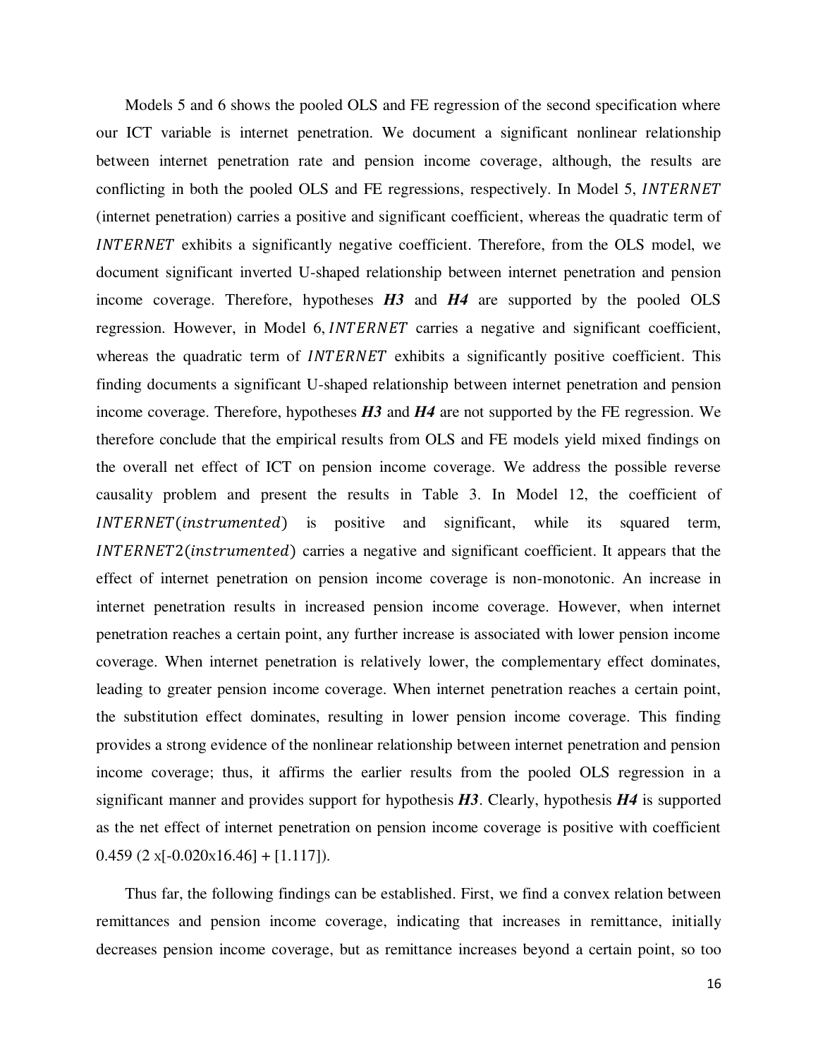Models 5 and 6 shows the pooled OLS and FE regression of the second specification where our ICT variable is internet penetration. We document a significant nonlinear relationship between internet penetration rate and pension income coverage, although, the results are conflicting in both the pooled OLS and FE regressions, respectively. In Model 5, $INTERNET$ (internet penetration) carries a positive and significant coefficient, whereas the quadratic term of $INTERNET$ exhibits a significantly negative coefficient. Therefore, from the OLS model, we document significant inverted U-shaped relationship between internet penetration and pension income coverage. Therefore, hypotheses ***H3*** and ***H4*** are supported by the pooled OLS regression. However, in Model 6, $INTERNET$ carries a negative and significant coefficient, whereas the quadratic term of $INTERNET$ exhibits a significantly positive coefficient. This finding documents a significant U-shaped relationship between internet penetration and pension income coverage. Therefore, hypotheses ***H3*** and ***H4*** are not supported by the FE regression. We therefore conclude that the empirical results from OLS and FE models yield mixed findings on the overall net effect of ICT on pension income coverage. We address the possible reverse causality problem and present the results in Table 3. In Model 12, the coefficient of $INTERNET(instrumented)$ is positive and significant, while its squared term, $INTERNET2(instrumented)$ carries a negative and significant coefficient. It appears that the effect of internet penetration on pension income coverage is non-monotonic. An increase in internet penetration results in increased pension income coverage. However, when internet penetration reaches a certain point, any further increase is associated with lower pension income coverage. When internet penetration is relatively lower, the complementary effect dominates, leading to greater pension income coverage. When internet penetration reaches a certain point, the substitution effect dominates, resulting in lower pension income coverage. This finding provides a strong evidence of the nonlinear relationship between internet penetration and pension income coverage; thus, it affirms the earlier results from the pooled OLS regression in a significant manner and provides support for hypothesis ***H3***. Clearly, hypothesis ***H4*** is supported as the net effect of internet penetration on pension income coverage is positive with coefficient 0.459 (2 x[-0.020x16.46] + [1.117]).

Thus far, the following findings can be established. First, we find a convex relation between remittances and pension income coverage, indicating that increases in remittance, initially decreases pension income coverage, but as remittance increases beyond a certain point, so too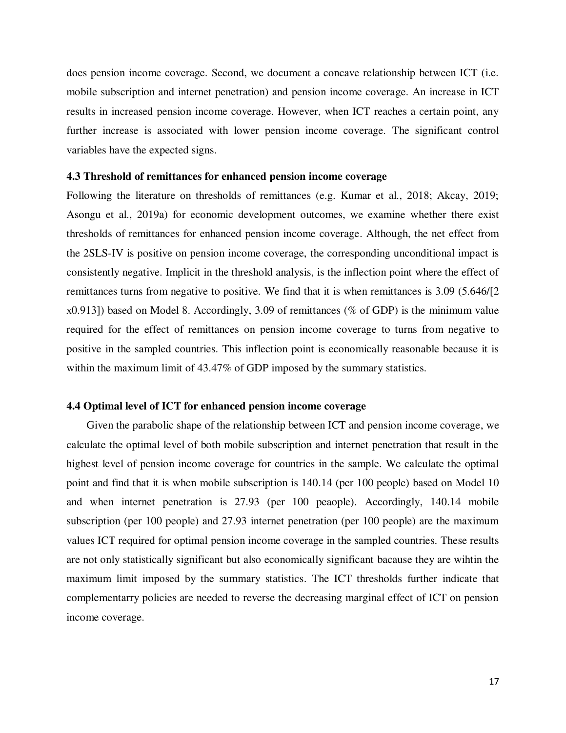does pension income coverage. Second, we document a concave relationship between ICT (i.e. mobile subscription and internet penetration) and pension income coverage. An increase in ICT results in increased pension income coverage. However, when ICT reaches a certain point, any further increase is associated with lower pension income coverage. The significant control variables have the expected signs.

### 4.3 Threshold of remittances for enhanced pension income coverage

Following the literature on thresholds of remittances (e.g. Kumar et al., 2018; Akcay, 2019; Asongu et al., 2019a) for economic development outcomes, we examine whether there exist thresholds of remittances for enhanced pension income coverage. Although, the net effect from the 2SLS-IV is positive on pension income coverage, the corresponding unconditional impact is consistently negative. Implicit in the threshold analysis, is the inflection point where the effect of remittances turns from negative to positive. We find that it is when remittances is 3.09 (5.646/[2 x0.913]) based on Model 8. Accordingly, 3.09 of remittances (% of GDP) is the minimum value required for the effect of remittances on pension income coverage to turns from negative to positive in the sampled countries. This inflection point is economically reasonable because it is within the maximum limit of 43.47% of GDP imposed by the summary statistics.

### 4.4 Optimal level of ICT for enhanced pension income coverage

Given the parabolic shape of the relationship between ICT and pension income coverage, we calculate the optimal level of both mobile subscription and internet penetration that result in the highest level of pension income coverage for countries in the sample. We calculate the optimal point and find that it is when mobile subscription is 140.14 (per 100 people) based on Model 10 and when internet penetration is 27.93 (per 100 peaople). Accordingly, 140.14 mobile subscription (per 100 people) and 27.93 internet penetration (per 100 people) are the maximum values ICT required for optimal pension income coverage in the sampled countries. These results are not only statistically significant but also economically significant bacause they are wihtin the maximum limit imposed by the summary statistics. The ICT thresholds further indicate that complementarry policies are needed to reverse the decreasing marginal effect of ICT on pension income coverage.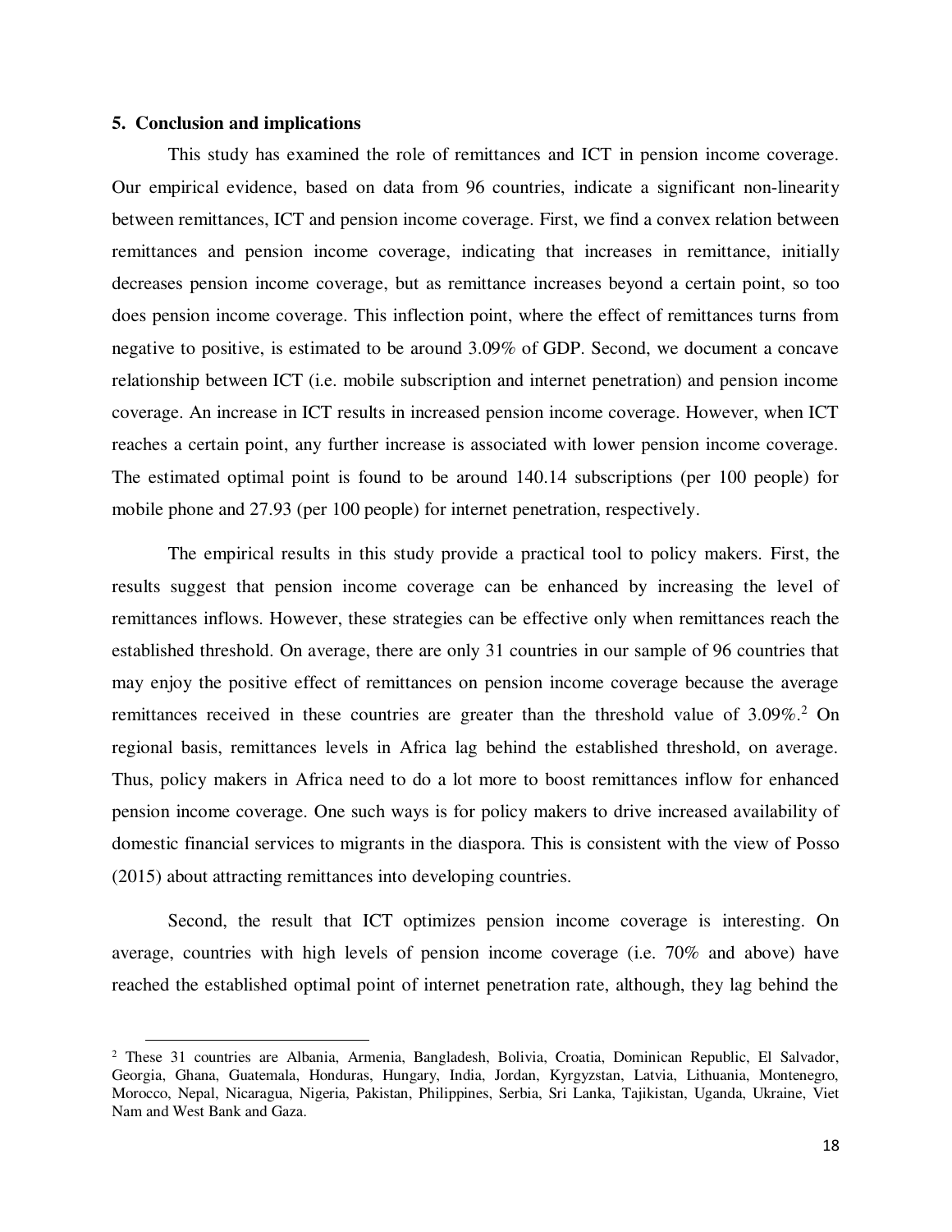## 5. Conclusion and implications

This study has examined the role of remittances and ICT in pension income coverage. Our empirical evidence, based on data from 96 countries, indicate a significant non-linearity between remittances, ICT and pension income coverage. First, we find a convex relation between remittances and pension income coverage, indicating that increases in remittance, initially decreases pension income coverage, but as remittance increases beyond a certain point, so too does pension income coverage. This inflection point, where the effect of remittances turns from negative to positive, is estimated to be around 3.09% of GDP. Second, we document a concave relationship between ICT (i.e. mobile subscription and internet penetration) and pension income coverage. An increase in ICT results in increased pension income coverage. However, when ICT reaches a certain point, any further increase is associated with lower pension income coverage. The estimated optimal point is found to be around 140.14 subscriptions (per 100 people) for mobile phone and 27.93 (per 100 people) for internet penetration, respectively.

The empirical results in this study provide a practical tool to policy makers. First, the results suggest that pension income coverage can be enhanced by increasing the level of remittances inflows. However, these strategies can be effective only when remittances reach the established threshold. On average, there are only 31 countries in our sample of 96 countries that may enjoy the positive effect of remittances on pension income coverage because the average remittances received in these countries are greater than the threshold value of 3.09%.[2] On regional basis, remittances levels in Africa lag behind the established threshold, on average. Thus, policy makers in Africa need to do a lot more to boost remittances inflow for enhanced pension income coverage. One such ways is for policy makers to drive increased availability of domestic financial services to migrants in the diaspora. This is consistent with the view of Posso (2015) about attracting remittances into developing countries.

Second, the result that ICT optimizes pension income coverage is interesting. On average, countries with high levels of pension income coverage (i.e. 70% and above) have reached the established optimal point of internet penetration rate, although, they lag behind the

---

[2] These 31 countries are Albania, Armenia, Bangladesh, Bolivia, Croatia, Dominican Republic, El Salvador, Georgia, Ghana, Guatemala, Honduras, Hungary, India, Jordan, Kyrgyzstan, Latvia, Lithuania, Montenegro, Morocco, Nepal, Nicaragua, Nigeria, Pakistan, Philippines, Serbia, Sri Lanka, Tajikistan, Uganda, Ukraine, Viet Nam and West Bank and Gaza.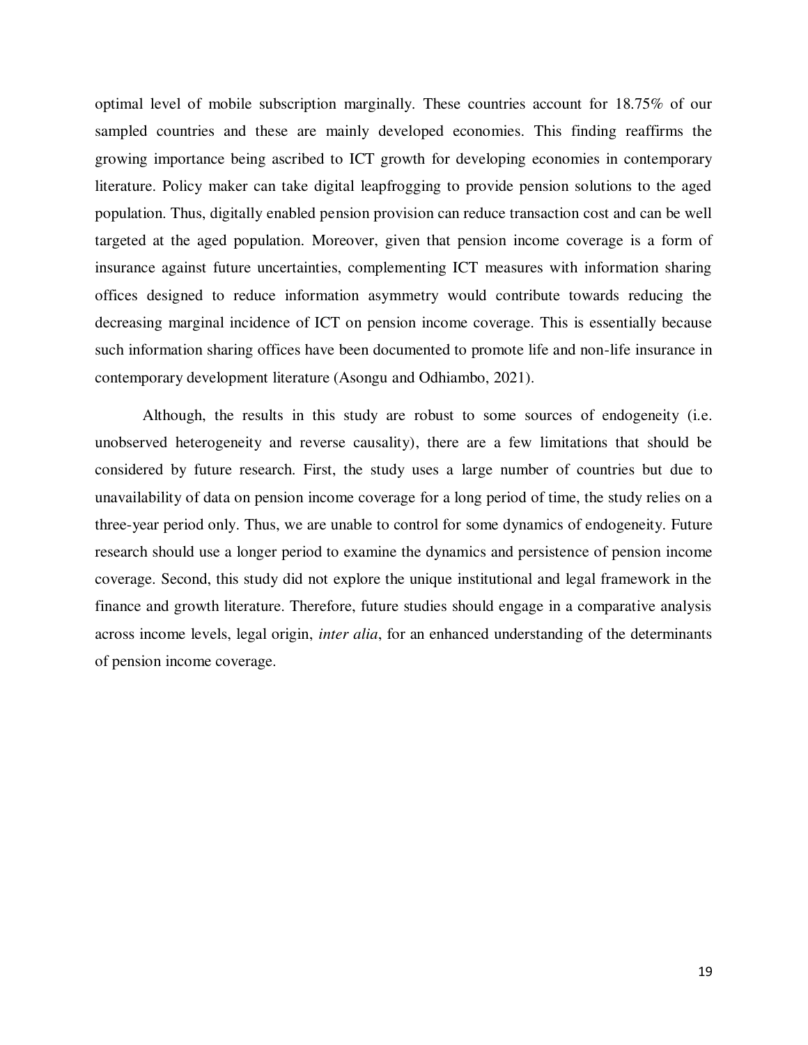optimal level of mobile subscription marginally. These countries account for 18.75% of our sampled countries and these are mainly developed economies. This finding reaffirms the growing importance being ascribed to ICT growth for developing economies in contemporary literature. Policy maker can take digital leapfrogging to provide pension solutions to the aged population. Thus, digitally enabled pension provision can reduce transaction cost and can be well targeted at the aged population. Moreover, given that pension income coverage is a form of insurance against future uncertainties, complementing ICT measures with information sharing offices designed to reduce information asymmetry would contribute towards reducing the decreasing marginal incidence of ICT on pension income coverage. This is essentially because such information sharing offices have been documented to promote life and non-life insurance in contemporary development literature (Asongu and Odhiambo, 2021).

Although, the results in this study are robust to some sources of endogeneity (i.e. unobserved heterogeneity and reverse causality), there are a few limitations that should be considered by future research. First, the study uses a large number of countries but due to unavailability of data on pension income coverage for a long period of time, the study relies on a three-year period only. Thus, we are unable to control for some dynamics of endogeneity. Future research should use a longer period to examine the dynamics and persistence of pension income coverage. Second, this study did not explore the unique institutional and legal framework in the finance and growth literature. Therefore, future studies should engage in a comparative analysis across income levels, legal origin, *inter alia*, for an enhanced understanding of the determinants of pension income coverage.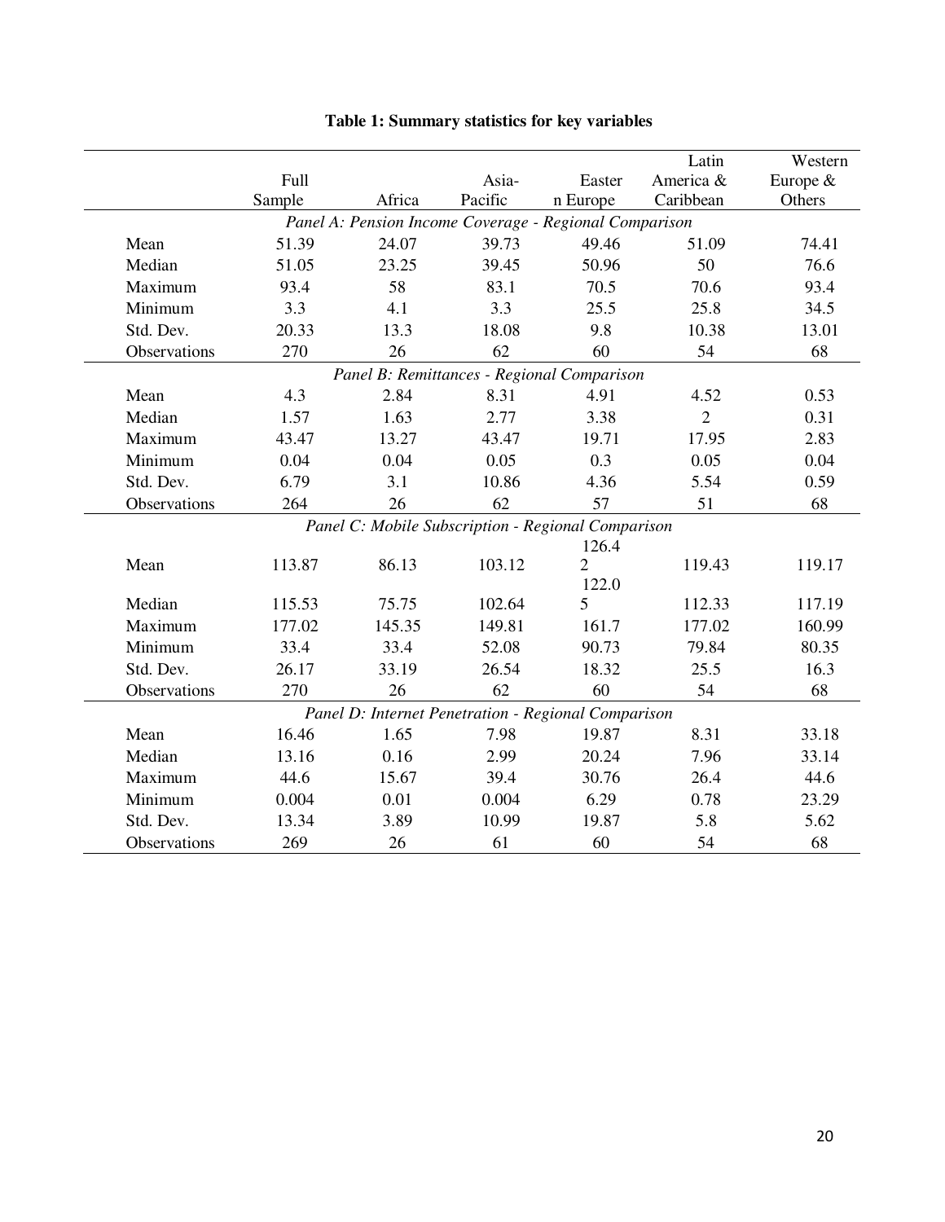**Table 1: Summary statistics for key variables**

| | Full Sample | Africa | Asia-Pacific | Eastern Europe | Latin America & Caribbean | Western Europe & Others |
|---|---|---|---|---|---|---|
| *Panel A: Pension Income Coverage - Regional Comparison* | | | | | | |
| Mean | 51.39 | 24.07 | 39.73 | 49.46 | 51.09 | 74.41 |
| Median | 51.05 | 23.25 | 39.45 | 50.96 | 50 | 76.6 |
| Maximum | 93.4 | 58 | 83.1 | 70.5 | 70.6 | 93.4 |
| Minimum | 3.3 | 4.1 | 3.3 | 25.5 | 25.8 | 34.5 |
| Std. Dev. | 20.33 | 13.3 | 18.08 | 9.8 | 10.38 | 13.01 |
| Observations | 270 | 26 | 62 | 60 | 54 | 68 |
| *Panel B: Remittances - Regional Comparison* | | | | | | |
| Mean | 4.3 | 2.84 | 8.31 | 4.91 | 4.52 | 0.53 |
| Median | 1.57 | 1.63 | 2.77 | 3.38 | 2 | 0.31 |
| Maximum | 43.47 | 13.27 | 43.47 | 19.71 | 17.95 | 2.83 |
| Minimum | 0.04 | 0.04 | 0.05 | 0.3 | 0.05 | 0.04 |
| Std. Dev. | 6.79 | 3.1 | 10.86 | 4.36 | 5.54 | 0.59 |
| Observations | 264 | 26 | 62 | 57 | 51 | 68 |
| *Panel C: Mobile Subscription - Regional Comparison* | | | | | | |
| Mean | 113.87 | 86.13 | 103.12 | 126.42 | 119.43 | 119.17 |
| Median | 115.53 | 75.75 | 102.64 | 122.05 | 112.33 | 117.19 |
| Maximum | 177.02 | 145.35 | 149.81 | 161.7 | 177.02 | 160.99 |
| Minimum | 33.4 | 33.4 | 52.08 | 90.73 | 79.84 | 80.35 |
| Std. Dev. | 26.17 | 33.19 | 26.54 | 18.32 | 25.5 | 16.3 |
| Observations | 270 | 26 | 62 | 60 | 54 | 68 |
| *Panel D: Internet Penetration - Regional Comparison* | | | | | | |
| Mean | 16.46 | 1.65 | 7.98 | 19.87 | 8.31 | 33.18 |
| Median | 13.16 | 0.16 | 2.99 | 20.24 | 7.96 | 33.14 |
| Maximum | 44.6 | 15.67 | 39.4 | 30.76 | 26.4 | 44.6 |
| Minimum | 0.004 | 0.01 | 0.004 | 6.29 | 0.78 | 23.29 |
| Std. Dev. | 13.34 | 3.89 | 10.99 | 19.87 | 5.8 | 5.62 |
| Observations | 269 | 26 | 61 | 60 | 54 | 68 |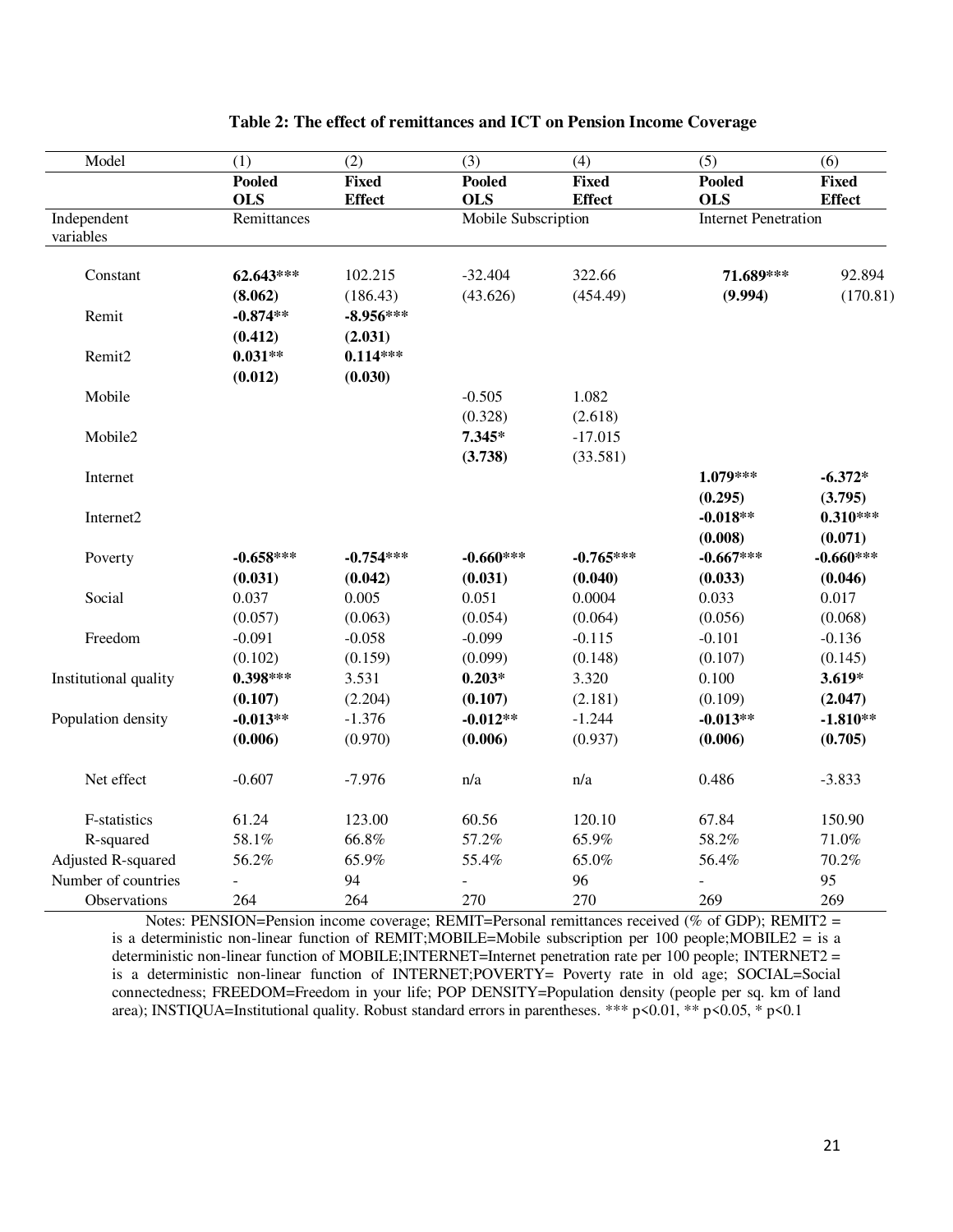**Table 2: The effect of remittances and ICT on Pension Income Coverage**

| Model | (1) | (2) | (3) | (4) | (5) | (6) |
|---|---|---|---|---|---|---|
| | **Pooled OLS** | **Fixed Effect** | **Pooled OLS** | **Fixed Effect** | **Pooled OLS** | **Fixed Effect** |
| Independent variables | Remittances | | Mobile Subscription | | Internet Penetration | |
| Constant | **62.643\*\*\*** | 102.215 | -32.404 | 322.66 | **71.689\*\*\*** | 92.894 |
| | **(8.062)** | (186.43) | (43.626) | (454.49) | **(9.994)** | (170.81) |
| Remit | **-0.874\*\*** | **-8.956\*\*\*** | | | | |
| | **(0.412)** | **(2.031)** | | | | |
| Remit2 | **0.031\*\*** | **0.114\*\*\*** | | | | |
| | **(0.012)** | **(0.030)** | | | | |
| Mobile | | | -0.505 | 1.082 | | |
| | | | (0.328) | (2.618) | | |
| Mobile2 | | | **7.345\*** | -17.015 | | |
| | | | **(3.738)** | (33.581) | | |
| Internet | | | | | **1.079\*\*\*** | **-6.372\*** |
| | | | | | **(0.295)** | **(3.795)** |
| Internet2 | | | | | **-0.018\*\*** | **0.310\*\*\*** |
| | | | | | **(0.008)** | **(0.071)** |
| Poverty | **-0.658\*\*\*** | **-0.754\*\*\*** | **-0.660\*\*\*** | **-0.765\*\*\*** | **-0.667\*\*\*** | **-0.660\*\*\*** |
| | **(0.031)** | **(0.042)** | **(0.031)** | **(0.040)** | **(0.033)** | **(0.046)** |
| Social | 0.037 | 0.005 | 0.051 | 0.0004 | 0.033 | 0.017 |
| | (0.057) | (0.063) | (0.054) | (0.064) | (0.056) | (0.068) |
| Freedom | -0.091 | -0.058 | -0.099 | -0.115 | -0.101 | -0.136 |
| | (0.102) | (0.159) | (0.099) | (0.148) | (0.107) | (0.145) |
| Institutional quality | **0.398\*\*\*** | 3.531 | **0.203\*** | 3.320 | 0.100 | **3.619\*** |
| | **(0.107)** | (2.204) | **(0.107)** | (2.181) | (0.109) | **(2.047)** |
| Population density | **-0.013\*\*** | -1.376 | **-0.012\*\*** | -1.244 | **-0.013\*\*** | **-1.810\*\*** |
| | **(0.006)** | (0.970) | **(0.006)** | (0.937) | **(0.006)** | **(0.705)** |
| Net effect | -0.607 | -7.976 | n/a | n/a | 0.486 | -3.833 |
| F-statistics | 61.24 | 123.00 | 60.56 | 120.10 | 67.84 | 150.90 |
| R-squared | 58.1% | 66.8% | 57.2% | 65.9% | 58.2% | 71.0% |
| Adjusted R-squared | 56.2% | 65.9% | 55.4% | 65.0% | 56.4% | 70.2% |
| Number of countries | - | 94 | - | 96 | - | 95 |
| Observations | 264 | 264 | 270 | 270 | 269 | 269 |

Notes: PENSION=Pension income coverage; REMIT=Personal remittances received (% of GDP); REMIT2 = is a deterministic non-linear function of REMIT;MOBILE=Mobile subscription per 100 people;MOBILE2 = is a deterministic non-linear function of MOBILE;INTERNET=Internet penetration rate per 100 people; INTERNET2 = is a deterministic non-linear function of INTERNET;POVERTY= Poverty rate in old age; SOCIAL=Social connectedness; FREEDOM=Freedom in your life; POP DENSITY=Population density (people per sq. km of land area); INSTIQUA=Institutional quality. Robust standard errors in parentheses. \*\*\* p<0.01, \*\* p<0.05, \* p<0.1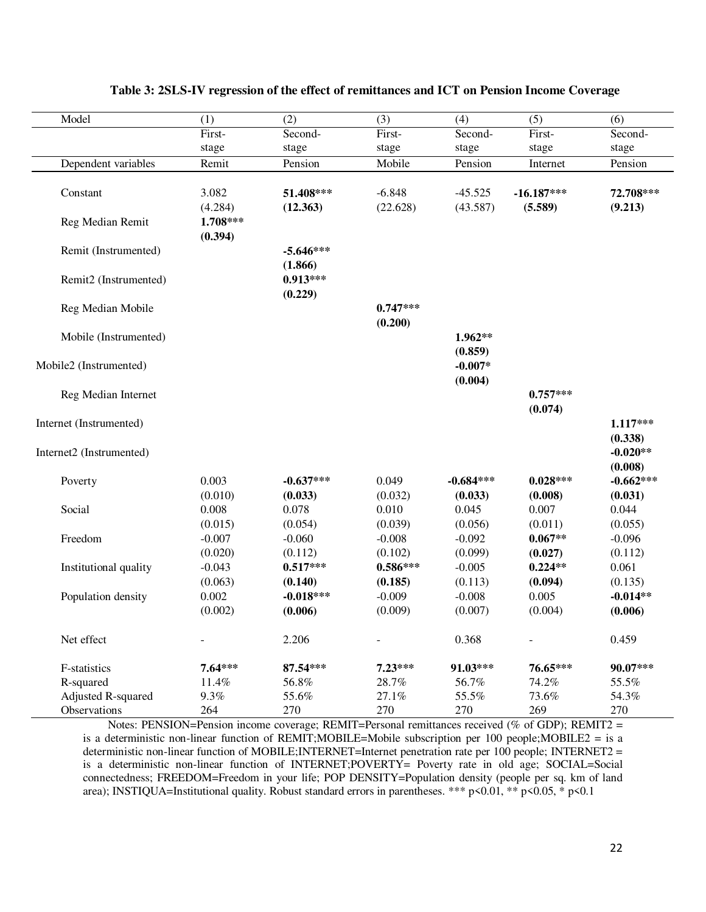**Table 3: 2SLS-IV regression of the effect of remittances and ICT on Pension Income Coverage**

| Model | (1) | (2) | (3) | (4) | (5) | (6) |
|---|---|---|---|---|---|---|
| | First-stage | Second-stage | First-stage | Second-stage | First-stage | Second-stage |
| Dependent variables | Remit | Pension | Mobile | Pension | Internet | Pension |
| Constant | 3.082 | **51.408*** ** | -6.848 | -45.525 | **-16.187*** ** | **72.708*** ** |
| | (4.284) | **(12.363)** | (22.628) | (43.587) | **(5.589)** | **(9.213)** |
| Reg Median Remit | **1.708*** ** | | | | | |
| | **(0.394)** | | | | | |
| Remit (Instrumented) | | **-5.646*** ** | | | | |
| | | **(1.866)** | | | | |
| Remit2 (Instrumented) | | **0.913*** ** | | | | |
| | | **(0.229)** | | | | |
| Reg Median Mobile | | | **0.747*** ** | | | |
| | | | **(0.200)** | | | |
| Mobile (Instrumented) | | | | **1.962** ** | | |
| | | | | **(0.859)** | | |
| Mobile2 (Instrumented) | | | | **-0.007* ** | | |
| | | | | **(0.004)** | | |
| Reg Median Internet | | | | | **0.757*** ** | |
| | | | | | **(0.074)** | |
| Internet (Instrumented) | | | | | | **1.117*** ** |
| | | | | | | **(0.338)** |
| Internet2 (Instrumented) | | | | | | **-0.020** ** |
| | | | | | | **(0.008)** |
| Poverty | 0.003 | **-0.637*** ** | 0.049 | **-0.684*** ** | **0.028*** ** | **-0.662*** ** |
| | (0.010) | **(0.033)** | (0.032) | **(0.033)** | **(0.008)** | **(0.031)** |
| Social | 0.008 | 0.078 | 0.010 | 0.045 | 0.007 | 0.044 |
| | (0.015) | (0.054) | (0.039) | (0.056) | (0.011) | (0.055) |
| Freedom | -0.007 | -0.060 | -0.008 | -0.092 | **0.067** ** | -0.096 |
| | (0.020) | (0.112) | (0.102) | (0.099) | **(0.027)** | (0.112) |
| Institutional quality | -0.043 | **0.517*** ** | **0.586*** ** | -0.005 | **0.224** ** | 0.061 |
| | (0.063) | **(0.140)** | **(0.185)** | (0.113) | **(0.094)** | (0.135) |
| Population density | 0.002 | **-0.018*** ** | -0.009 | -0.008 | 0.005 | **-0.014** ** |
| | (0.002) | **(0.006)** | (0.009) | (0.007) | (0.004) | **(0.006)** |
| Net effect | - | 2.206 | - | 0.368 | - | 0.459 |
| F-statistics | **7.64*** ** | **87.54*** ** | **7.23*** ** | **91.03*** ** | **76.65*** ** | **90.07*** ** |
| R-squared | 11.4% | 56.8% | 28.7% | 56.7% | 74.2% | 55.5% |
| Adjusted R-squared | 9.3% | 55.6% | 27.1% | 55.5% | 73.6% | 54.3% |
| Observations | 264 | 270 | 270 | 270 | 269 | 270 |

Notes: PENSION=Pension income coverage; REMIT=Personal remittances received (% of GDP); REMIT2 = is a deterministic non-linear function of REMIT;MOBILE=Mobile subscription per 100 people;MOBILE2 = is a deterministic non-linear function of MOBILE;INTERNET=Internet penetration rate per 100 people; INTERNET2 = is a deterministic non-linear function of INTERNET;POVERTY= Poverty rate in old age; SOCIAL=Social connectedness; FREEDOM=Freedom in your life; POP DENSITY=Population density (people per sq. km of land area); INSTIQUA=Institutional quality. Robust standard errors in parentheses. *** p<0.01, ** p<0.05, * p<0.1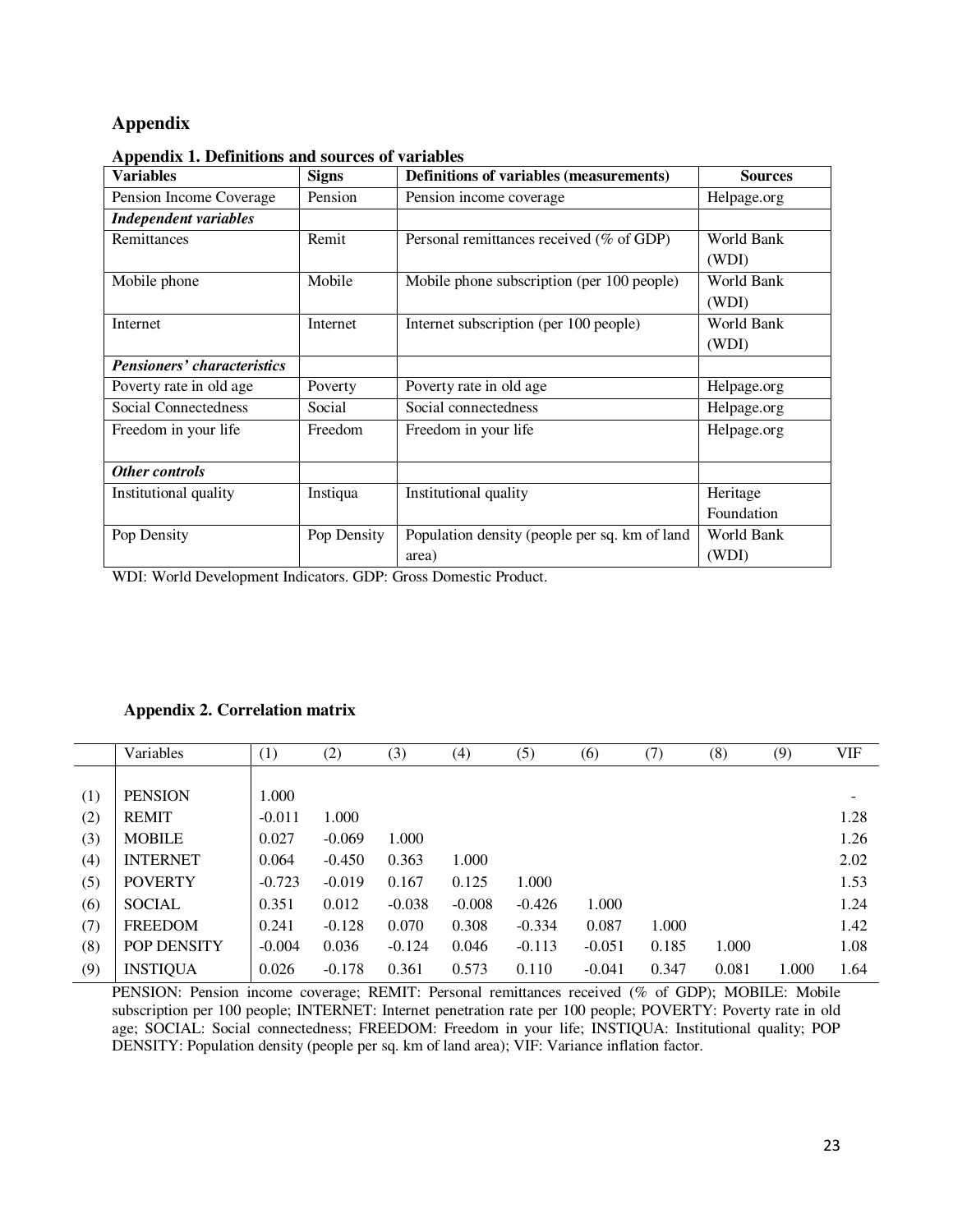# Appendix

**Appendix 1. Definitions and sources of variables**

| Variables | Signs | Definitions of variables (measurements) | Sources |
|---|---|---|---|
| Pension Income Coverage | Pension | Pension income coverage | Helpage.org |
| ***Independent variables*** | | | |
| Remittances | Remit | Personal remittances received (% of GDP) | World Bank (WDI) |
| Mobile phone | Mobile | Mobile phone subscription (per 100 people) | World Bank (WDI) |
| Internet | Internet | Internet subscription (per 100 people) | World Bank (WDI) |
| ***Pensioners' characteristics*** | | | |
| Poverty rate in old age | Poverty | Poverty rate in old age | Helpage.org |
| Social Connectedness | Social | Social connectedness | Helpage.org |
| Freedom in your life | Freedom | Freedom in your life | Helpage.org |
| ***Other controls*** | | | |
| Institutional quality | Instiqua | Institutional quality | Heritage Foundation |
| Pop Density | Pop Density | Population density (people per sq. km of land area) | World Bank (WDI) |

WDI: World Development Indicators. GDP: Gross Domestic Product.

**Appendix 2. Correlation matrix**

| | Variables | (1) | (2) | (3) | (4) | (5) | (6) | (7) | (8) | (9) | VIF |
|---|---|---|---|---|---|---|---|---|---|---|---|
| (1) | PENSION | 1.000 | | | | | | | | | - |
| (2) | REMIT | -0.011 | 1.000 | | | | | | | | 1.28 |
| (3) | MOBILE | 0.027 | -0.069 | 1.000 | | | | | | | 1.26 |
| (4) | INTERNET | 0.064 | -0.450 | 0.363 | 1.000 | | | | | | 2.02 |
| (5) | POVERTY | -0.723 | -0.019 | 0.167 | 0.125 | 1.000 | | | | | 1.53 |
| (6) | SOCIAL | 0.351 | 0.012 | -0.038 | -0.008 | -0.426 | 1.000 | | | | 1.24 |
| (7) | FREEDOM | 0.241 | -0.128 | 0.070 | 0.308 | -0.334 | 0.087 | 1.000 | | | 1.42 |
| (8) | POP DENSITY | -0.004 | 0.036 | -0.124 | 0.046 | -0.113 | -0.051 | 0.185 | 1.000 | | 1.08 |
| (9) | INSTIQUA | 0.026 | -0.178 | 0.361 | 0.573 | 0.110 | -0.041 | 0.347 | 0.081 | 1.000 | 1.64 |

PENSION: Pension income coverage; REMIT: Personal remittances received (% of GDP); MOBILE: Mobile subscription per 100 people; INTERNET: Internet penetration rate per 100 people; POVERTY: Poverty rate in old age; SOCIAL: Social connectedness; FREEDOM: Freedom in your life; INSTIQUA: Institutional quality; POP DENSITY: Population density (people per sq. km of land area); VIF: Variance inflation factor.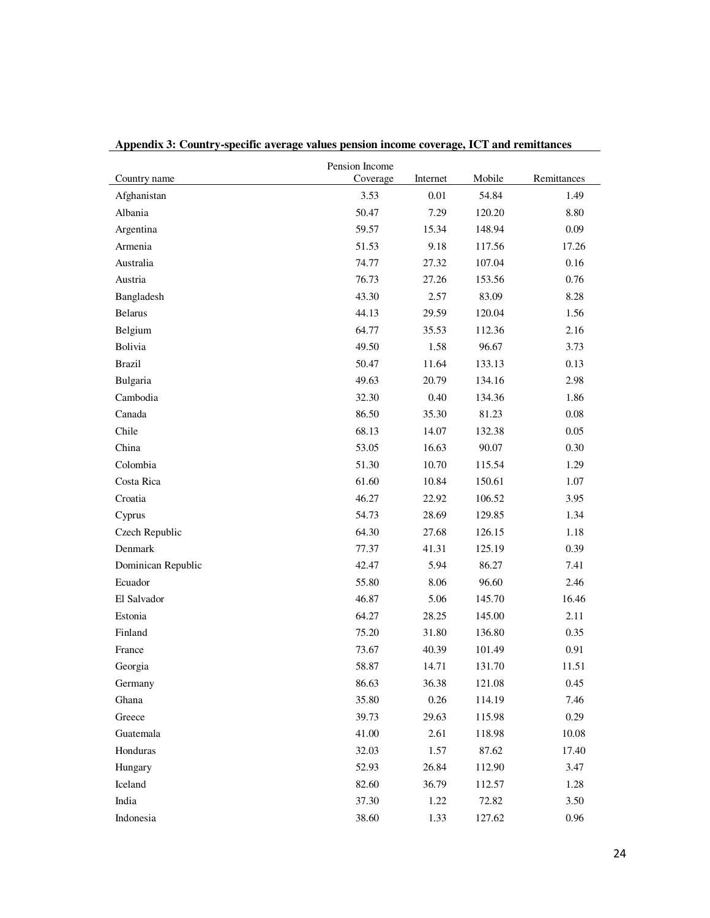**Appendix 3: Country-specific average values pension income coverage, ICT and remittances**

| Country name | Pension Income Coverage | Internet | Mobile | Remittances |
|---|---|---|---|---|
| Afghanistan | 3.53 | 0.01 | 54.84 | 1.49 |
| Albania | 50.47 | 7.29 | 120.20 | 8.80 |
| Argentina | 59.57 | 15.34 | 148.94 | 0.09 |
| Armenia | 51.53 | 9.18 | 117.56 | 17.26 |
| Australia | 74.77 | 27.32 | 107.04 | 0.16 |
| Austria | 76.73 | 27.26 | 153.56 | 0.76 |
| Bangladesh | 43.30 | 2.57 | 83.09 | 8.28 |
| Belarus | 44.13 | 29.59 | 120.04 | 1.56 |
| Belgium | 64.77 | 35.53 | 112.36 | 2.16 |
| Bolivia | 49.50 | 1.58 | 96.67 | 3.73 |
| Brazil | 50.47 | 11.64 | 133.13 | 0.13 |
| Bulgaria | 49.63 | 20.79 | 134.16 | 2.98 |
| Cambodia | 32.30 | 0.40 | 134.36 | 1.86 |
| Canada | 86.50 | 35.30 | 81.23 | 0.08 |
| Chile | 68.13 | 14.07 | 132.38 | 0.05 |
| China | 53.05 | 16.63 | 90.07 | 0.30 |
| Colombia | 51.30 | 10.70 | 115.54 | 1.29 |
| Costa Rica | 61.60 | 10.84 | 150.61 | 1.07 |
| Croatia | 46.27 | 22.92 | 106.52 | 3.95 |
| Cyprus | 54.73 | 28.69 | 129.85 | 1.34 |
| Czech Republic | 64.30 | 27.68 | 126.15 | 1.18 |
| Denmark | 77.37 | 41.31 | 125.19 | 0.39 |
| Dominican Republic | 42.47 | 5.94 | 86.27 | 7.41 |
| Ecuador | 55.80 | 8.06 | 96.60 | 2.46 |
| El Salvador | 46.87 | 5.06 | 145.70 | 16.46 |
| Estonia | 64.27 | 28.25 | 145.00 | 2.11 |
| Finland | 75.20 | 31.80 | 136.80 | 0.35 |
| France | 73.67 | 40.39 | 101.49 | 0.91 |
| Georgia | 58.87 | 14.71 | 131.70 | 11.51 |
| Germany | 86.63 | 36.38 | 121.08 | 0.45 |
| Ghana | 35.80 | 0.26 | 114.19 | 7.46 |
| Greece | 39.73 | 29.63 | 115.98 | 0.29 |
| Guatemala | 41.00 | 2.61 | 118.98 | 10.08 |
| Honduras | 32.03 | 1.57 | 87.62 | 17.40 |
| Hungary | 52.93 | 26.84 | 112.90 | 3.47 |
| Iceland | 82.60 | 36.79 | 112.57 | 1.28 |
| India | 37.30 | 1.22 | 72.82 | 3.50 |
| Indonesia | 38.60 | 1.33 | 127.62 | 0.96 |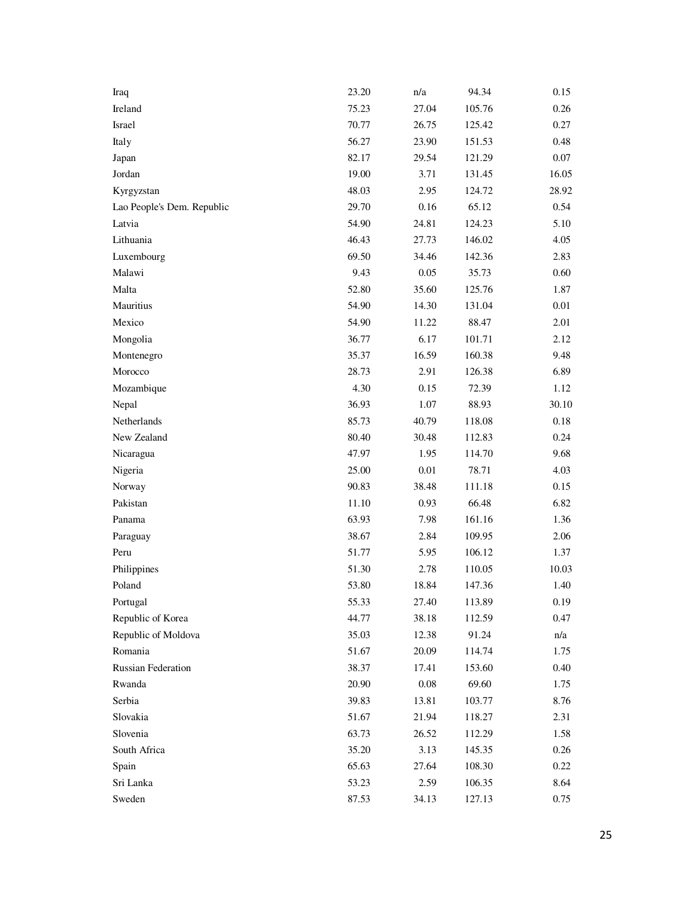| | | | | |
|---|---|---|---|---|
| Iraq | 23.20 | n/a | 94.34 | 0.15 |
| Ireland | 75.23 | 27.04 | 105.76 | 0.26 |
| Israel | 70.77 | 26.75 | 125.42 | 0.27 |
| Italy | 56.27 | 23.90 | 151.53 | 0.48 |
| Japan | 82.17 | 29.54 | 121.29 | 0.07 |
| Jordan | 19.00 | 3.71 | 131.45 | 16.05 |
| Kyrgyzstan | 48.03 | 2.95 | 124.72 | 28.92 |
| Lao People's Dem. Republic | 29.70 | 0.16 | 65.12 | 0.54 |
| Latvia | 54.90 | 24.81 | 124.23 | 5.10 |
| Lithuania | 46.43 | 27.73 | 146.02 | 4.05 |
| Luxembourg | 69.50 | 34.46 | 142.36 | 2.83 |
| Malawi | 9.43 | 0.05 | 35.73 | 0.60 |
| Malta | 52.80 | 35.60 | 125.76 | 1.87 |
| Mauritius | 54.90 | 14.30 | 131.04 | 0.01 |
| Mexico | 54.90 | 11.22 | 88.47 | 2.01 |
| Mongolia | 36.77 | 6.17 | 101.71 | 2.12 |
| Montenegro | 35.37 | 16.59 | 160.38 | 9.48 |
| Morocco | 28.73 | 2.91 | 126.38 | 6.89 |
| Mozambique | 4.30 | 0.15 | 72.39 | 1.12 |
| Nepal | 36.93 | 1.07 | 88.93 | 30.10 |
| Netherlands | 85.73 | 40.79 | 118.08 | 0.18 |
| New Zealand | 80.40 | 30.48 | 112.83 | 0.24 |
| Nicaragua | 47.97 | 1.95 | 114.70 | 9.68 |
| Nigeria | 25.00 | 0.01 | 78.71 | 4.03 |
| Norway | 90.83 | 38.48 | 111.18 | 0.15 |
| Pakistan | 11.10 | 0.93 | 66.48 | 6.82 |
| Panama | 63.93 | 7.98 | 161.16 | 1.36 |
| Paraguay | 38.67 | 2.84 | 109.95 | 2.06 |
| Peru | 51.77 | 5.95 | 106.12 | 1.37 |
| Philippines | 51.30 | 2.78 | 110.05 | 10.03 |
| Poland | 53.80 | 18.84 | 147.36 | 1.40 |
| Portugal | 55.33 | 27.40 | 113.89 | 0.19 |
| Republic of Korea | 44.77 | 38.18 | 112.59 | 0.47 |
| Republic of Moldova | 35.03 | 12.38 | 91.24 | n/a |
| Romania | 51.67 | 20.09 | 114.74 | 1.75 |
| Russian Federation | 38.37 | 17.41 | 153.60 | 0.40 |
| Rwanda | 20.90 | 0.08 | 69.60 | 1.75 |
| Serbia | 39.83 | 13.81 | 103.77 | 8.76 |
| Slovakia | 51.67 | 21.94 | 118.27 | 2.31 |
| Slovenia | 63.73 | 26.52 | 112.29 | 1.58 |
| South Africa | 35.20 | 3.13 | 145.35 | 0.26 |
| Spain | 65.63 | 27.64 | 108.30 | 0.22 |
| Sri Lanka | 53.23 | 2.59 | 106.35 | 8.64 |
| Sweden | 87.53 | 34.13 | 127.13 | 0.75 |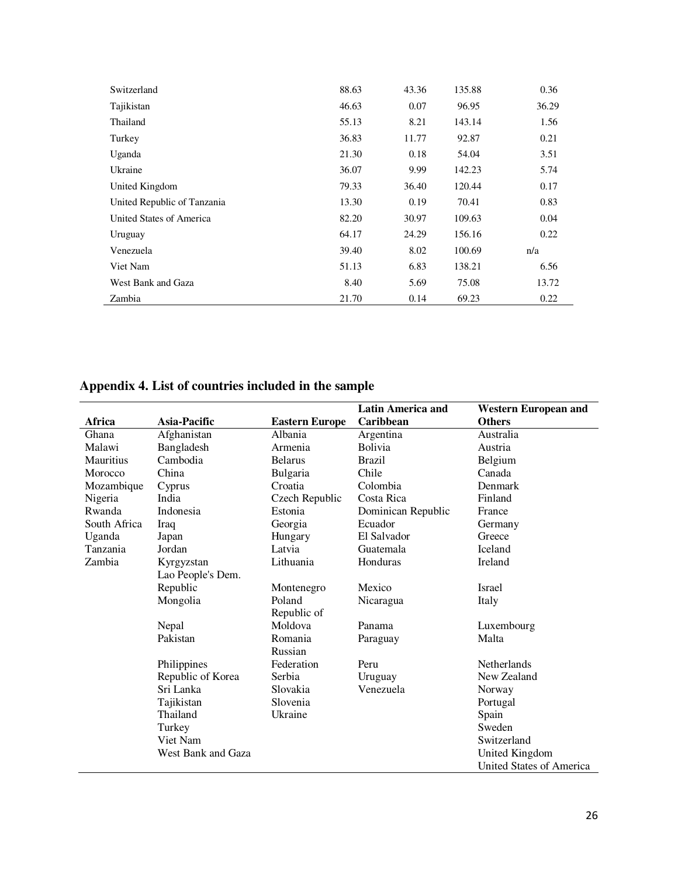| | | | | |
|---|---|---|---|---|
| Switzerland | 88.63 | 43.36 | 135.88 | 0.36 |
| Tajikistan | 46.63 | 0.07 | 96.95 | 36.29 |
| Thailand | 55.13 | 8.21 | 143.14 | 1.56 |
| Turkey | 36.83 | 11.77 | 92.87 | 0.21 |
| Uganda | 21.30 | 0.18 | 54.04 | 3.51 |
| Ukraine | 36.07 | 9.99 | 142.23 | 5.74 |
| United Kingdom | 79.33 | 36.40 | 120.44 | 0.17 |
| United Republic of Tanzania | 13.30 | 0.19 | 70.41 | 0.83 |
| United States of America | 82.20 | 30.97 | 109.63 | 0.04 |
| Uruguay | 64.17 | 24.29 | 156.16 | 0.22 |
| Venezuela | 39.40 | 8.02 | 100.69 | n/a |
| Viet Nam | 51.13 | 6.83 | 138.21 | 6.56 |
| West Bank and Gaza | 8.40 | 5.69 | 75.08 | 13.72 |
| Zambia | 21.70 | 0.14 | 69.23 | 0.22 |

## Appendix 4. List of countries included in the sample

| Africa | Asia-Pacific | Eastern Europe | Latin America and Caribbean | Western European and Others |
|---|---|---|---|---|
| Ghana | Afghanistan | Albania | Argentina | Australia |
| Malawi | Bangladesh | Armenia | Bolivia | Austria |
| Mauritius | Cambodia | Belarus | Brazil | Belgium |
| Morocco | China | Bulgaria | Chile | Canada |
| Mozambique | Cyprus | Croatia | Colombia | Denmark |
| Nigeria | India | Czech Republic | Costa Rica | Finland |
| Rwanda | Indonesia | Estonia | Dominican Republic | France |
| South Africa | Iraq | Georgia | Ecuador | Germany |
| Uganda | Japan | Hungary | El Salvador | Greece |
| Tanzania | Jordan | Latvia | Guatemala | Iceland |
| Zambia | Kyrgyzstan | Lithuania | Honduras | Ireland |
| | Lao People's Dem. Republic | Montenegro | Mexico | Israel |
| | Mongolia | Poland | Nicaragua | Italy |
| | Nepal | Republic of Moldova | Panama | Luxembourg |
| | Pakistan | Romania | Paraguay | Malta |
| | Philippines | Russian Federation | Peru | Netherlands |
| | Republic of Korea | Serbia | Uruguay | New Zealand |
| | Sri Lanka | Slovakia | Venezuela | Norway |
| | Tajikistan | Slovenia | | Portugal |
| | Thailand | Ukraine | | Spain |
| | Turkey | | | Sweden |
| | Viet Nam | | | Switzerland |
| | West Bank and Gaza | | | United Kingdom |
| | | | | United States of America |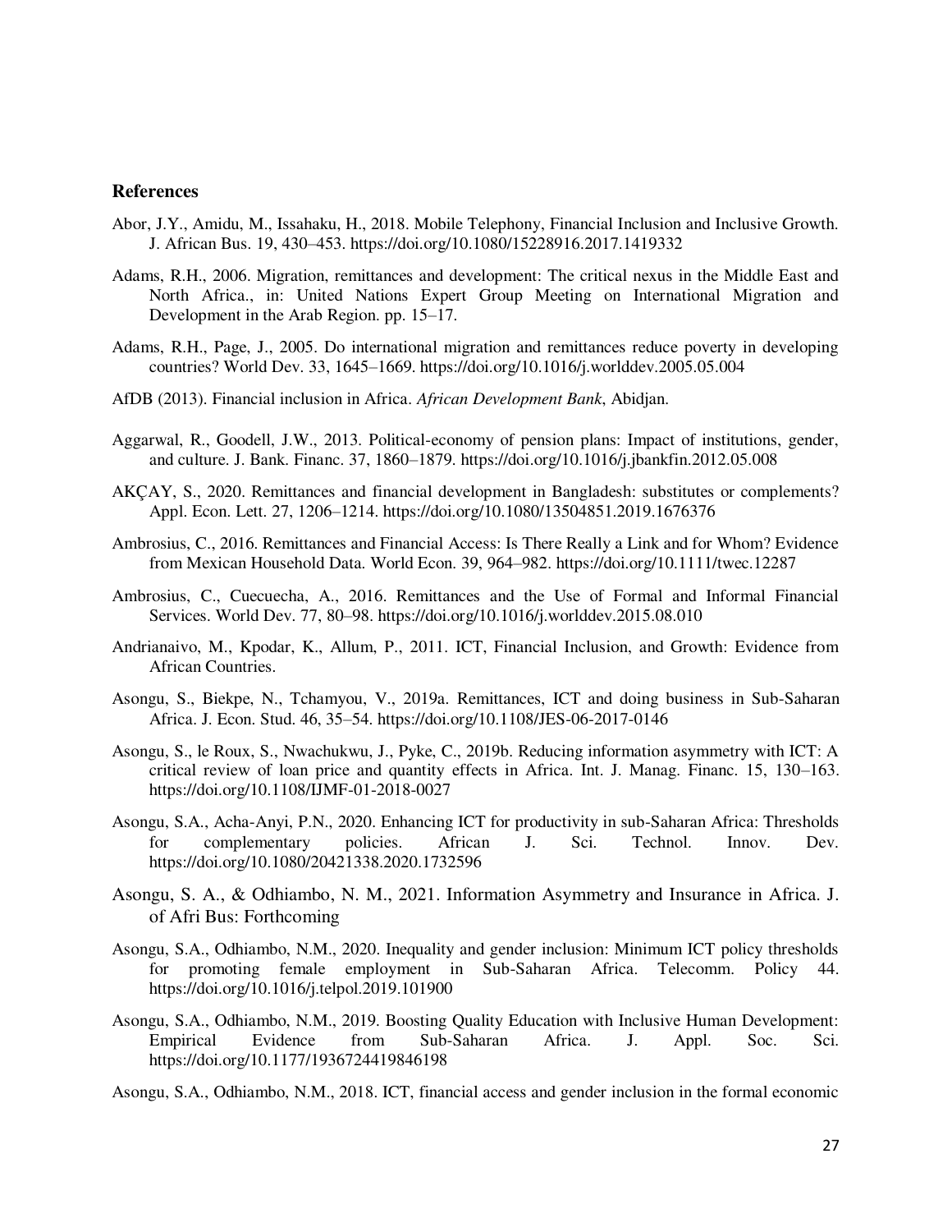## References

Abor, J.Y., Amidu, M., Issahaku, H., 2018. Mobile Telephony, Financial Inclusion and Inclusive Growth. J. African Bus. 19, 430–453. https://doi.org/10.1080/15228916.2017.1419332

Adams, R.H., 2006. Migration, remittances and development: The critical nexus in the Middle East and North Africa., in: United Nations Expert Group Meeting on International Migration and Development in the Arab Region. pp. 15–17.

Adams, R.H., Page, J., 2005. Do international migration and remittances reduce poverty in developing countries? World Dev. 33, 1645–1669. https://doi.org/10.1016/j.worlddev.2005.05.004

AfDB (2013). Financial inclusion in Africa. *African Development Bank*, Abidjan.

Aggarwal, R., Goodell, J.W., 2013. Political-economy of pension plans: Impact of institutions, gender, and culture. J. Bank. Financ. 37, 1860–1879. https://doi.org/10.1016/j.jbankfin.2012.05.008

AKÇAY, S., 2020. Remittances and financial development in Bangladesh: substitutes or complements? Appl. Econ. Lett. 27, 1206–1214. https://doi.org/10.1080/13504851.2019.1676376

Ambrosius, C., 2016. Remittances and Financial Access: Is There Really a Link and for Whom? Evidence from Mexican Household Data. World Econ. 39, 964–982. https://doi.org/10.1111/twec.12287

Ambrosius, C., Cuecuecha, A., 2016. Remittances and the Use of Formal and Informal Financial Services. World Dev. 77, 80–98. https://doi.org/10.1016/j.worlddev.2015.08.010

Andrianaivo, M., Kpodar, K., Allum, P., 2011. ICT, Financial Inclusion, and Growth: Evidence from African Countries.

Asongu, S., Biekpe, N., Tchamyou, V., 2019a. Remittances, ICT and doing business in Sub-Saharan Africa. J. Econ. Stud. 46, 35–54. https://doi.org/10.1108/JES-06-2017-0146

Asongu, S., le Roux, S., Nwachukwu, J., Pyke, C., 2019b. Reducing information asymmetry with ICT: A critical review of loan price and quantity effects in Africa. Int. J. Manag. Financ. 15, 130–163. https://doi.org/10.1108/IJMF-01-2018-0027

Asongu, S.A., Acha-Anyi, P.N., 2020. Enhancing ICT for productivity in sub-Saharan Africa: Thresholds for complementary policies. African J. Sci. Technol. Innov. Dev. https://doi.org/10.1080/20421338.2020.1732596

Asongu, S. A., & Odhiambo, N. M., 2021. Information Asymmetry and Insurance in Africa. J. of Afri Bus: Forthcoming

Asongu, S.A., Odhiambo, N.M., 2020. Inequality and gender inclusion: Minimum ICT policy thresholds for promoting female employment in Sub-Saharan Africa. Telecomm. Policy 44. https://doi.org/10.1016/j.telpol.2019.101900

Asongu, S.A., Odhiambo, N.M., 2019. Boosting Quality Education with Inclusive Human Development: Empirical Evidence from Sub-Saharan Africa. J. Appl. Soc. Sci. https://doi.org/10.1177/1936724419846198

Asongu, S.A., Odhiambo, N.M., 2018. ICT, financial access and gender inclusion in the formal economic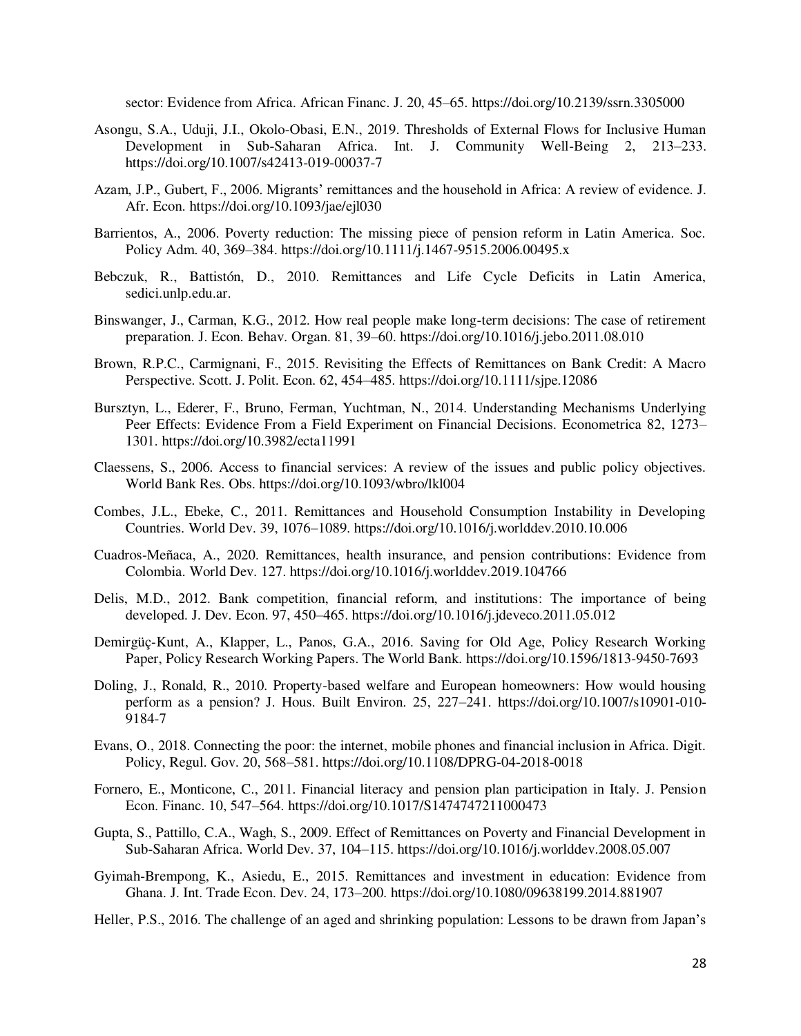sector: Evidence from Africa. African Financ. J. 20, 45–65. https://doi.org/10.2139/ssrn.3305000

Asongu, S.A., Uduji, J.I., Okolo-Obasi, E.N., 2019. Thresholds of External Flows for Inclusive Human Development in Sub-Saharan Africa. Int. J. Community Well-Being 2, 213–233. https://doi.org/10.1007/s42413-019-00037-7

Azam, J.P., Gubert, F., 2006. Migrants' remittances and the household in Africa: A review of evidence. J. Afr. Econ. https://doi.org/10.1093/jae/ejl030

Barrientos, A., 2006. Poverty reduction: The missing piece of pension reform in Latin America. Soc. Policy Adm. 40, 369–384. https://doi.org/10.1111/j.1467-9515.2006.00495.x

Bebczuk, R., Battistón, D., 2010. Remittances and Life Cycle Deficits in Latin America, sedici.unlp.edu.ar.

Binswanger, J., Carman, K.G., 2012. How real people make long-term decisions: The case of retirement preparation. J. Econ. Behav. Organ. 81, 39–60. https://doi.org/10.1016/j.jebo.2011.08.010

Brown, R.P.C., Carmignani, F., 2015. Revisiting the Effects of Remittances on Bank Credit: A Macro Perspective. Scott. J. Polit. Econ. 62, 454–485. https://doi.org/10.1111/sjpe.12086

Bursztyn, L., Ederer, F., Bruno, Ferman, Yuchtman, N., 2014. Understanding Mechanisms Underlying Peer Effects: Evidence From a Field Experiment on Financial Decisions. Econometrica 82, 1273–1301. https://doi.org/10.3982/ecta11991

Claessens, S., 2006. Access to financial services: A review of the issues and public policy objectives. World Bank Res. Obs. https://doi.org/10.1093/wbro/lkl004

Combes, J.L., Ebeke, C., 2011. Remittances and Household Consumption Instability in Developing Countries. World Dev. 39, 1076–1089. https://doi.org/10.1016/j.worlddev.2010.10.006

Cuadros-Meñaca, A., 2020. Remittances, health insurance, and pension contributions: Evidence from Colombia. World Dev. 127. https://doi.org/10.1016/j.worlddev.2019.104766

Delis, M.D., 2012. Bank competition, financial reform, and institutions: The importance of being developed. J. Dev. Econ. 97, 450–465. https://doi.org/10.1016/j.jdeveco.2011.05.012

Demirgüç-Kunt, A., Klapper, L., Panos, G.A., 2016. Saving for Old Age, Policy Research Working Paper, Policy Research Working Papers. The World Bank. https://doi.org/10.1596/1813-9450-7693

Doling, J., Ronald, R., 2010. Property-based welfare and European homeowners: How would housing perform as a pension? J. Hous. Built Environ. 25, 227–241. https://doi.org/10.1007/s10901-010-9184-7

Evans, O., 2018. Connecting the poor: the internet, mobile phones and financial inclusion in Africa. Digit. Policy, Regul. Gov. 20, 568–581. https://doi.org/10.1108/DPRG-04-2018-0018

Fornero, E., Monticone, C., 2011. Financial literacy and pension plan participation in Italy. J. Pension Econ. Financ. 10, 547–564. https://doi.org/10.1017/S1474747211000473

Gupta, S., Pattillo, C.A., Wagh, S., 2009. Effect of Remittances on Poverty and Financial Development in Sub-Saharan Africa. World Dev. 37, 104–115. https://doi.org/10.1016/j.worlddev.2008.05.007

Gyimah-Brempong, K., Asiedu, E., 2015. Remittances and investment in education: Evidence from Ghana. J. Int. Trade Econ. Dev. 24, 173–200. https://doi.org/10.1080/09638199.2014.881907

Heller, P.S., 2016. The challenge of an aged and shrinking population: Lessons to be drawn from Japan's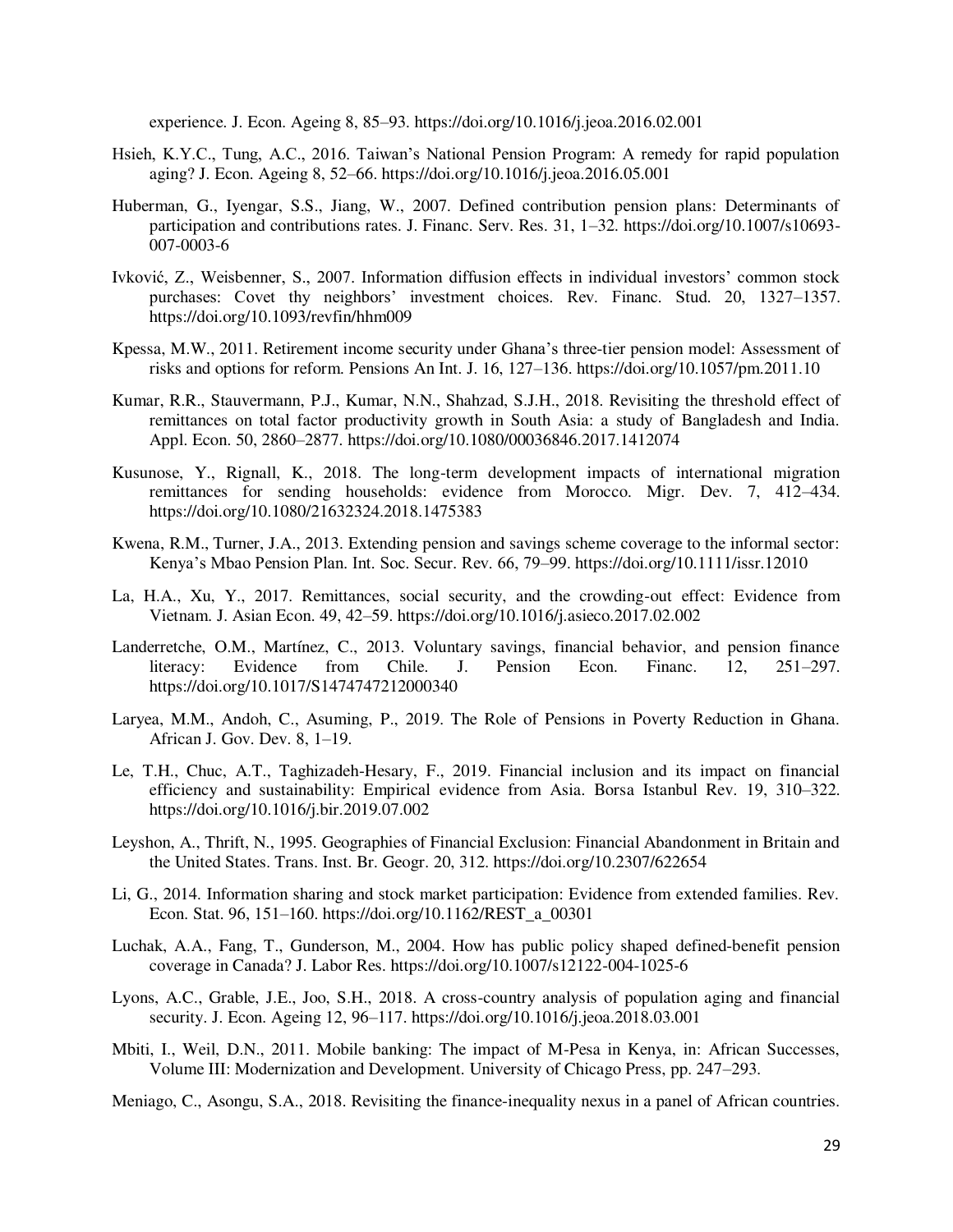experience. J. Econ. Ageing 8, 85–93. https://doi.org/10.1016/j.jeoa.2016.02.001

Hsieh, K.Y.C., Tung, A.C., 2016. Taiwan's National Pension Program: A remedy for rapid population aging? J. Econ. Ageing 8, 52–66. https://doi.org/10.1016/j.jeoa.2016.05.001

Huberman, G., Iyengar, S.S., Jiang, W., 2007. Defined contribution pension plans: Determinants of participation and contributions rates. J. Financ. Serv. Res. 31, 1–32. https://doi.org/10.1007/s10693-007-0003-6

Ivković, Z., Weisbenner, S., 2007. Information diffusion effects in individual investors' common stock purchases: Covet thy neighbors' investment choices. Rev. Financ. Stud. 20, 1327–1357. https://doi.org/10.1093/revfin/hhm009

Kpessa, M.W., 2011. Retirement income security under Ghana's three-tier pension model: Assessment of risks and options for reform. Pensions An Int. J. 16, 127–136. https://doi.org/10.1057/pm.2011.10

Kumar, R.R., Stauvermann, P.J., Kumar, N.N., Shahzad, S.J.H., 2018. Revisiting the threshold effect of remittances on total factor productivity growth in South Asia: a study of Bangladesh and India. Appl. Econ. 50, 2860–2877. https://doi.org/10.1080/00036846.2017.1412074

Kusunose, Y., Rignall, K., 2018. The long-term development impacts of international migration remittances for sending households: evidence from Morocco. Migr. Dev. 7, 412–434. https://doi.org/10.1080/21632324.2018.1475383

Kwena, R.M., Turner, J.A., 2013. Extending pension and savings scheme coverage to the informal sector: Kenya's Mbao Pension Plan. Int. Soc. Secur. Rev. 66, 79–99. https://doi.org/10.1111/issr.12010

La, H.A., Xu, Y., 2017. Remittances, social security, and the crowding-out effect: Evidence from Vietnam. J. Asian Econ. 49, 42–59. https://doi.org/10.1016/j.asieco.2017.02.002

Landerretche, O.M., Martínez, C., 2013. Voluntary savings, financial behavior, and pension finance literacy: Evidence from Chile. J. Pension Econ. Financ. 12, 251–297. https://doi.org/10.1017/S1474747212000340

Laryea, M.M., Andoh, C., Asuming, P., 2019. The Role of Pensions in Poverty Reduction in Ghana. African J. Gov. Dev. 8, 1–19.

Le, T.H., Chuc, A.T., Taghizadeh-Hesary, F., 2019. Financial inclusion and its impact on financial efficiency and sustainability: Empirical evidence from Asia. Borsa Istanbul Rev. 19, 310–322. https://doi.org/10.1016/j.bir.2019.07.002

Leyshon, A., Thrift, N., 1995. Geographies of Financial Exclusion: Financial Abandonment in Britain and the United States. Trans. Inst. Br. Geogr. 20, 312. https://doi.org/10.2307/622654

Li, G., 2014. Information sharing and stock market participation: Evidence from extended families. Rev. Econ. Stat. 96, 151–160. https://doi.org/10.1162/REST_a_00301

Luchak, A.A., Fang, T., Gunderson, M., 2004. How has public policy shaped defined-benefit pension coverage in Canada? J. Labor Res. https://doi.org/10.1007/s12122-004-1025-6

Lyons, A.C., Grable, J.E., Joo, S.H., 2018. A cross-country analysis of population aging and financial security. J. Econ. Ageing 12, 96–117. https://doi.org/10.1016/j.jeoa.2018.03.001

Mbiti, I., Weil, D.N., 2011. Mobile banking: The impact of M-Pesa in Kenya, in: African Successes, Volume III: Modernization and Development. University of Chicago Press, pp. 247–293.

Meniago, C., Asongu, S.A., 2018. Revisiting the finance-inequality nexus in a panel of African countries.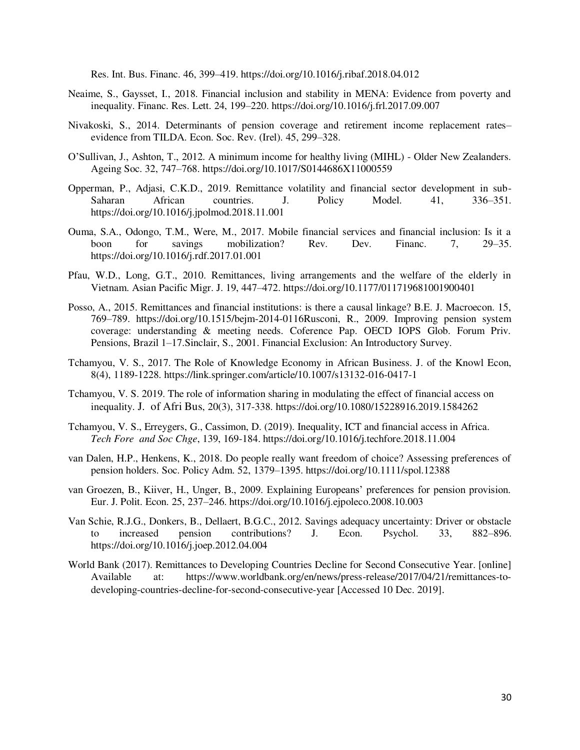Res. Int. Bus. Financ. 46, 399–419. https://doi.org/10.1016/j.ribaf.2018.04.012

Neaime, S., Gaysset, I., 2018. Financial inclusion and stability in MENA: Evidence from poverty and inequality. Financ. Res. Lett. 24, 199–220. https://doi.org/10.1016/j.frl.2017.09.007

Nivakoski, S., 2014. Determinants of pension coverage and retirement income replacement rates–evidence from TILDA. Econ. Soc. Rev. (Irel). 45, 299–328.

O'Sullivan, J., Ashton, T., 2012. A minimum income for healthy living (MIHL) - Older New Zealanders. Ageing Soc. 32, 747–768. https://doi.org/10.1017/S0144686X11000559

Opperman, P., Adjasi, C.K.D., 2019. Remittance volatility and financial sector development in sub-Saharan African countries. J. Policy Model. 41, 336–351. https://doi.org/10.1016/j.jpolmod.2018.11.001

Ouma, S.A., Odongo, T.M., Were, M., 2017. Mobile financial services and financial inclusion: Is it a boon for savings mobilization? Rev. Dev. Financ. 7, 29–35. https://doi.org/10.1016/j.rdf.2017.01.001

Pfau, W.D., Long, G.T., 2010. Remittances, living arrangements and the welfare of the elderly in Vietnam. Asian Pacific Migr. J. 19, 447–472. https://doi.org/10.1177/011719681001900401

Posso, A., 2015. Remittances and financial institutions: is there a causal linkage? B.E. J. Macroecon. 15, 769–789. https://doi.org/10.1515/bejm-2014-0116Rusconi, R., 2009. Improving pension system coverage: understanding & meeting needs. Coference Pap. OECD IOPS Glob. Forum Priv. Pensions, Brazil 1–17.Sinclair, S., 2001. Financial Exclusion: An Introductory Survey.

Tchamyou, V. S., 2017. The Role of Knowledge Economy in African Business. J. of the Knowl Econ, 8(4), 1189-1228. https://link.springer.com/article/10.1007/s13132-016-0417-1

Tchamyou, V. S. 2019. The role of information sharing in modulating the effect of financial access on inequality. J. of Afri Bus, 20(3), 317-338. https://doi.org/10.1080/15228916.2019.1584262

Tchamyou, V. S., Erreygers, G., Cassimon, D. (2019). Inequality, ICT and financial access in Africa. *Tech Fore and Soc Chge*, 139, 169-184. https://doi.org/10.1016/j.techfore.2018.11.004

van Dalen, H.P., Henkens, K., 2018. Do people really want freedom of choice? Assessing preferences of pension holders. Soc. Policy Adm. 52, 1379–1395. https://doi.org/10.1111/spol.12388

van Groezen, B., Kiiver, H., Unger, B., 2009. Explaining Europeans' preferences for pension provision. Eur. J. Polit. Econ. 25, 237–246. https://doi.org/10.1016/j.ejpoleco.2008.10.003

Van Schie, R.J.G., Donkers, B., Dellaert, B.G.C., 2012. Savings adequacy uncertainty: Driver or obstacle to increased pension contributions? J. Econ. Psychol. 33, 882–896. https://doi.org/10.1016/j.joep.2012.04.004

World Bank (2017). Remittances to Developing Countries Decline for Second Consecutive Year. [online] Available at: https://www.worldbank.org/en/news/press-release/2017/04/21/remittances-to-developing-countries-decline-for-second-consecutive-year [Accessed 10 Dec. 2019].